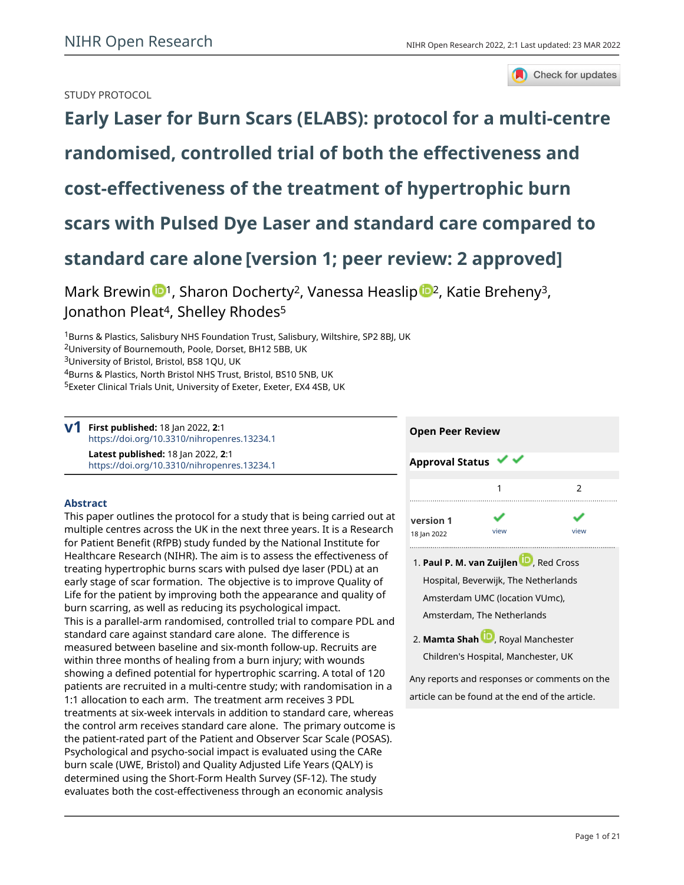STUDY PROTOCOL

# Early Laser for Burn Scars (ELABS): protocol for a multi-centre randomised, controlled trial of both the effectiveness and cost-effectiveness of the treatment of hypertrophic burn scars with Pulsed Dye Laser and standard care compared to standard care alone [version 1; peer review: 2 approved]

Mark Brewin[1], Sharon Docherty[2], Vanessa Heaslip[2], Katie Breheny[3], Jonathon Pleat[4], Shelley Rhodes[5]

[1]Burns & Plastics, Salisbury NHS Foundation Trust, Salisbury, Wiltshire, SP2 8BJ, UK
[2]University of Bournemouth, Poole, Dorset, BH12 5BB, UK
[3]University of Bristol, Bristol, BS8 1QU, UK
[4]Burns & Plastics, North Bristol NHS Trust, Bristol, BS10 5NB, UK
[5]Exeter Clinical Trials Unit, University of Exeter, Exeter, EX4 4SB, UK

**v1** **First published:** 18 Jan 2022, **2**:1
https://doi.org/10.3310/nihropenres.13234.1
**Latest published:** 18 Jan 2022, **2**:1
https://doi.org/10.3310/nihropenres.13234.1

## Abstract

This paper outlines the protocol for a study that is being carried out at multiple centres across the UK in the next three years. It is a Research for Patient Benefit (RfPB) study funded by the National Institute for Healthcare Research (NIHR). The aim is to assess the effectiveness of treating hypertrophic burns scars with pulsed dye laser (PDL) at an early stage of scar formation. The objective is to improve Quality of Life for the patient by improving both the appearance and quality of burn scarring, as well as reducing its psychological impact.

This is a parallel-arm randomised, controlled trial to compare PDL and standard care against standard care alone. The difference is measured between baseline and six-month follow-up. Recruits are within three months of healing from a burn injury; with wounds showing a defined potential for hypertrophic scarring. A total of 120 patients are recruited in a multi-centre study; with randomisation in a 1:1 allocation to each arm. The treatment arm receives 3 PDL treatments at six-week intervals in addition to standard care, whereas the control arm receives standard care alone. The primary outcome is the patient-rated part of the Patient and Observer Scar Scale (POSAS). Psychological and psycho-social impact is evaluated using the CARe burn scale (UWE, Bristol) and Quality Adjusted Life Years (QALY) is determined using the Short-Form Health Survey (SF-12). The study evaluates both the cost-effectiveness through an economic analysis

**Open Peer Review**

**Approval Status** ✔ ✔

| | 1 | 2 |
|---|---|---|
| **version 1** 18 Jan 2022 | ✔ view | ✔ view |

1. **Paul P. M. van Zuijlen**, Red Cross Hospital, Beverwijk, The Netherlands
Amsterdam UMC (location VUmc), Amsterdam, The Netherlands

2. **Mamta Shah**, Royal Manchester Children's Hospital, Manchester, UK

Any reports and responses or comments on the article can be found at the end of the article.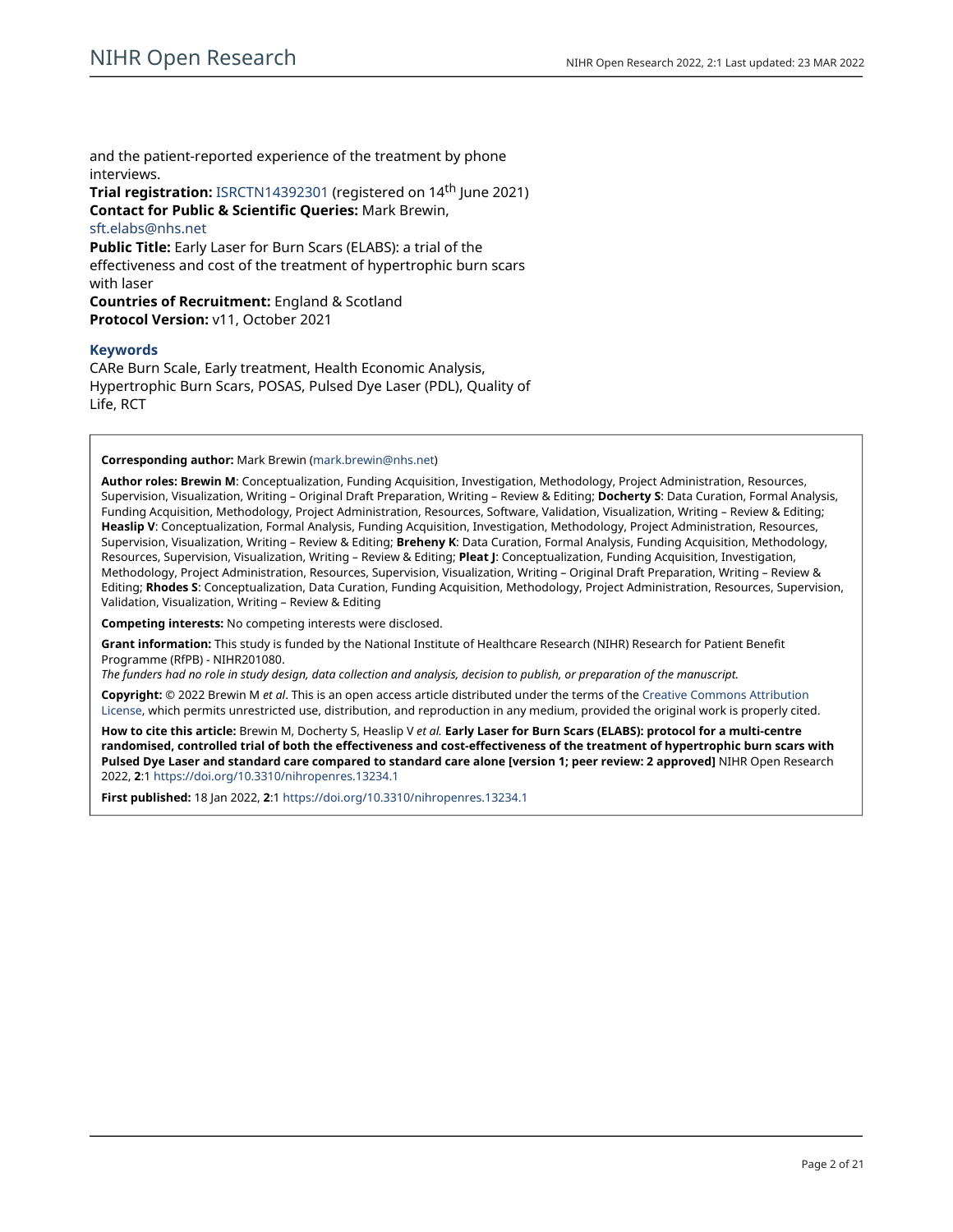and the patient-reported experience of the treatment by phone interviews.

**Trial registration:** ISRCTN14392301 (registered on 14th June 2021)

**Contact for Public & Scientific Queries:** Mark Brewin, sft.elabs@nhs.net

**Public Title:** Early Laser for Burn Scars (ELABS): a trial of the effectiveness and cost of the treatment of hypertrophic burn scars with laser

**Countries of Recruitment:** England & Scotland

**Protocol Version:** v11, October 2021

### Keywords

CARe Burn Scale, Early treatment, Health Economic Analysis, Hypertrophic Burn Scars, POSAS, Pulsed Dye Laser (PDL), Quality of Life, RCT

---

**Corresponding author:** Mark Brewin (mark.brewin@nhs.net)

**Author roles: Brewin M**: Conceptualization, Funding Acquisition, Investigation, Methodology, Project Administration, Resources, Supervision, Visualization, Writing – Original Draft Preparation, Writing – Review & Editing; **Docherty S**: Data Curation, Formal Analysis, Funding Acquisition, Methodology, Project Administration, Resources, Software, Validation, Visualization, Writing – Review & Editing; **Heaslip V**: Conceptualization, Formal Analysis, Funding Acquisition, Investigation, Methodology, Project Administration, Resources, Supervision, Visualization, Writing – Review & Editing; **Breheny K**: Data Curation, Formal Analysis, Funding Acquisition, Methodology, Resources, Supervision, Visualization, Writing – Review & Editing; **Pleat J**: Conceptualization, Funding Acquisition, Investigation, Methodology, Project Administration, Resources, Supervision, Visualization, Writing – Original Draft Preparation, Writing – Review & Editing; **Rhodes S**: Conceptualization, Data Curation, Funding Acquisition, Methodology, Project Administration, Resources, Supervision, Validation, Visualization, Writing – Review & Editing

**Competing interests:** No competing interests were disclosed.

**Grant information:** This study is funded by the National Institute of Healthcare Research (NIHR) Research for Patient Benefit Programme (RfPB) - NIHR201080.

*The funders had no role in study design, data collection and analysis, decision to publish, or preparation of the manuscript.*

**Copyright:** © 2022 Brewin M *et al*. This is an open access article distributed under the terms of the Creative Commons Attribution License, which permits unrestricted use, distribution, and reproduction in any medium, provided the original work is properly cited.

**How to cite this article:** Brewin M, Docherty S, Heaslip V *et al.* **Early Laser for Burn Scars (ELABS): protocol for a multi-centre randomised, controlled trial of both the effectiveness and cost-effectiveness of the treatment of hypertrophic burn scars with Pulsed Dye Laser and standard care compared to standard care alone [version 1; peer review: 2 approved]** NIHR Open Research 2022, **2**:1 https://doi.org/10.3310/nihropenres.13234.1

**First published:** 18 Jan 2022, **2**:1 https://doi.org/10.3310/nihropenres.13234.1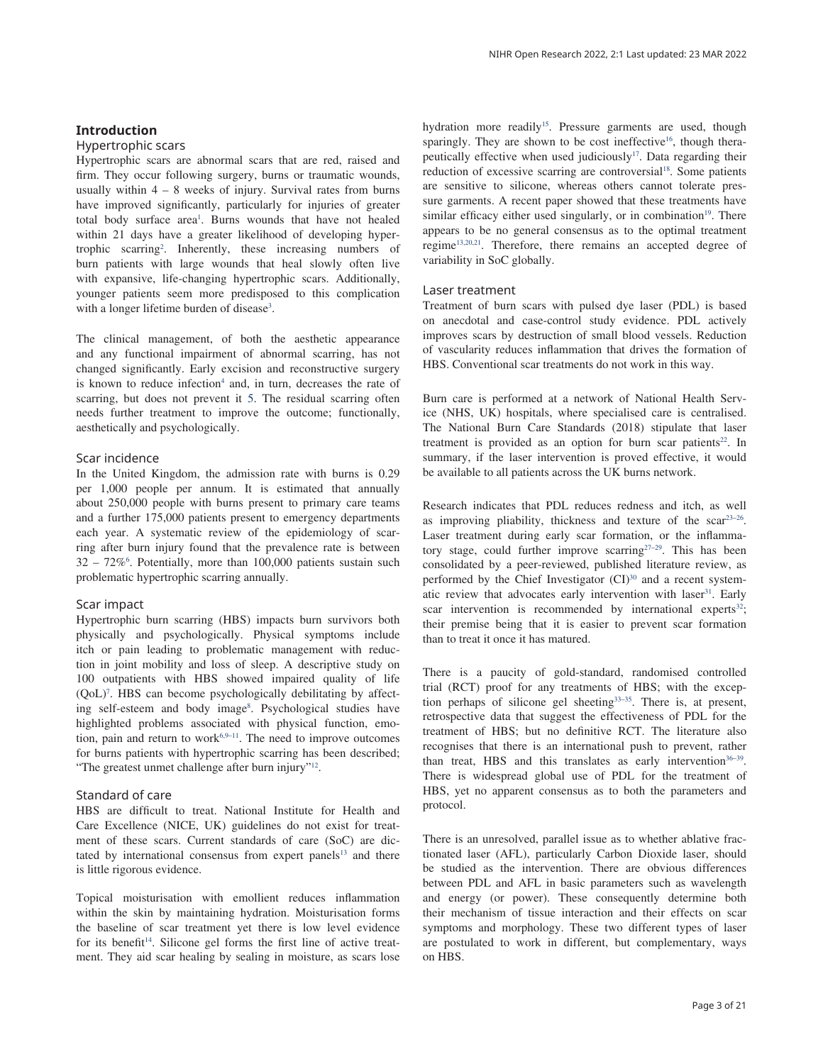## Introduction

### Hypertrophic scars

Hypertrophic scars are abnormal scars that are red, raised and firm. They occur following surgery, burns or traumatic wounds, usually within 4 – 8 weeks of injury. Survival rates from burns have improved significantly, particularly for injuries of greater total body surface area[1]. Burns wounds that have not healed within 21 days have a greater likelihood of developing hypertrophic scarring[2]. Inherently, these increasing numbers of burn patients with large wounds that heal slowly often live with expansive, life-changing hypertrophic scars. Additionally, younger patients seem more predisposed to this complication with a longer lifetime burden of disease[3].

The clinical management, of both the aesthetic appearance and any functional impairment of abnormal scarring, has not changed significantly. Early excision and reconstructive surgery is known to reduce infection[4] and, in turn, decreases the rate of scarring, but does not prevent it 5. The residual scarring often needs further treatment to improve the outcome; functionally, aesthetically and psychologically.

### Scar incidence

In the United Kingdom, the admission rate with burns is 0.29 per 1,000 people per annum. It is estimated that annually about 250,000 people with burns present to primary care teams and a further 175,000 patients present to emergency departments each year. A systematic review of the epidemiology of scarring after burn injury found that the prevalence rate is between 32 – 72%[6]. Potentially, more than 100,000 patients sustain such problematic hypertrophic scarring annually.

### Scar impact

Hypertrophic burn scarring (HBS) impacts burn survivors both physically and psychologically. Physical symptoms include itch or pain leading to problematic management with reduction in joint mobility and loss of sleep. A descriptive study on 100 outpatients with HBS showed impaired quality of life (QoL)[7]. HBS can become psychologically debilitating by affecting self-esteem and body image[8]. Psychological studies have highlighted problems associated with physical function, emotion, pain and return to work[6,9–11]. The need to improve outcomes for burns patients with hypertrophic scarring has been described; "The greatest unmet challenge after burn injury"[12].

### Standard of care

HBS are difficult to treat. National Institute for Health and Care Excellence (NICE, UK) guidelines do not exist for treatment of these scars. Current standards of care (SoC) are dictated by international consensus from expert panels[13] and there is little rigorous evidence.

Topical moisturisation with emollient reduces inflammation within the skin by maintaining hydration. Moisturisation forms the baseline of scar treatment yet there is low level evidence for its benefit[14]. Silicone gel forms the first line of active treatment. They aid scar healing by sealing in moisture, as scars lose hydration more readily[15]. Pressure garments are used, though sparingly. They are shown to be cost ineffective[16], though therapeutically effective when used judiciously[17]. Data regarding their reduction of excessive scarring are controversial[18]. Some patients are sensitive to silicone, whereas others cannot tolerate pressure garments. A recent paper showed that these treatments have similar efficacy either used singularly, or in combination[19]. There appears to be no general consensus as to the optimal treatment regime[13,20,21]. Therefore, there remains an accepted degree of variability in SoC globally.

### Laser treatment

Treatment of burn scars with pulsed dye laser (PDL) is based on anecdotal and case-control study evidence. PDL actively improves scars by destruction of small blood vessels. Reduction of vascularity reduces inflammation that drives the formation of HBS. Conventional scar treatments do not work in this way.

Burn care is performed at a network of National Health Service (NHS, UK) hospitals, where specialised care is centralised. The National Burn Care Standards (2018) stipulate that laser treatment is provided as an option for burn scar patients[22]. In summary, if the laser intervention is proved effective, it would be available to all patients across the UK burns network.

Research indicates that PDL reduces redness and itch, as well as improving pliability, thickness and texture of the scar[23–26]. Laser treatment during early scar formation, or the inflammatory stage, could further improve scarring[27–29]. This has been consolidated by a peer-reviewed, published literature review, as performed by the Chief Investigator (CI)[30] and a recent systematic review that advocates early intervention with laser[31]. Early scar intervention is recommended by international experts[32]; their premise being that it is easier to prevent scar formation than to treat it once it has matured.

There is a paucity of gold-standard, randomised controlled trial (RCT) proof for any treatments of HBS; with the exception perhaps of silicone gel sheeting[33–35]. There is, at present, retrospective data that suggest the effectiveness of PDL for the treatment of HBS; but no definitive RCT. The literature also recognises that there is an international push to prevent, rather than treat, HBS and this translates as early intervention[36–39]. There is widespread global use of PDL for the treatment of HBS, yet no apparent consensus as to both the parameters and protocol.

There is an unresolved, parallel issue as to whether ablative fractionated laser (AFL), particularly Carbon Dioxide laser, should be studied as the intervention. There are obvious differences between PDL and AFL in basic parameters such as wavelength and energy (or power). These consequently determine both their mechanism of tissue interaction and their effects on scar symptoms and morphology. These two different types of laser are postulated to work in different, but complementary, ways on HBS.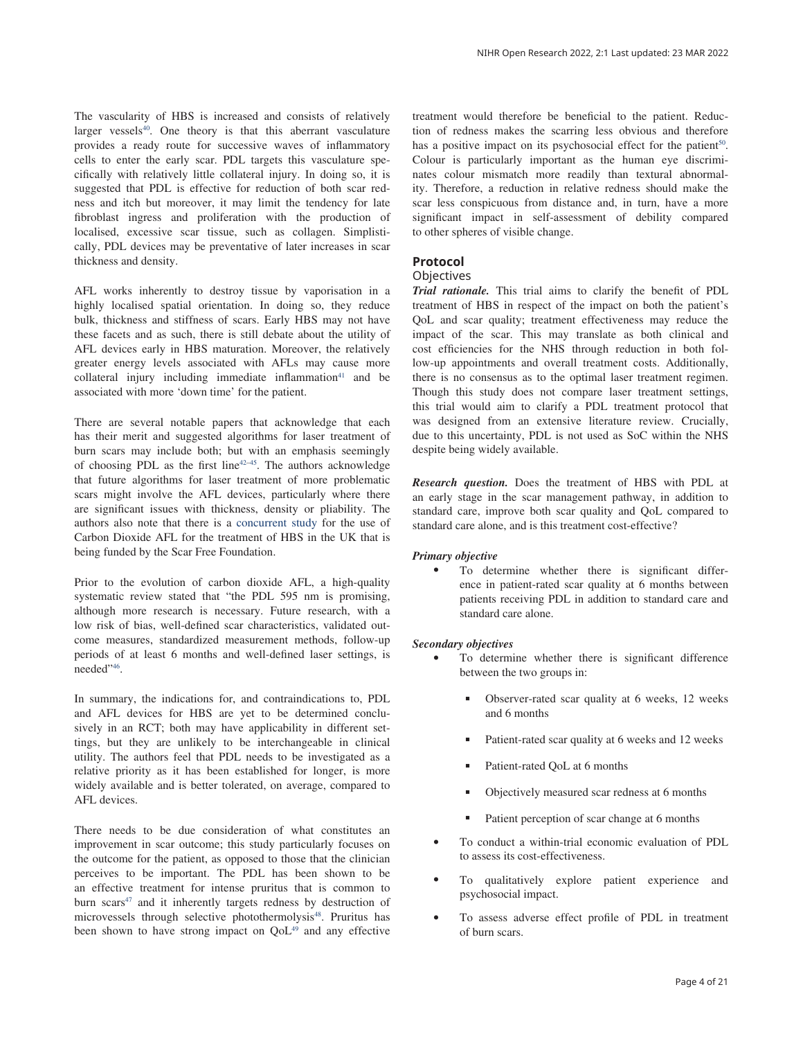The vascularity of HBS is increased and consists of relatively larger vessels[40]. One theory is that this aberrant vasculature provides a ready route for successive waves of inflammatory cells to enter the early scar. PDL targets this vasculature specifically with relatively little collateral injury. In doing so, it is suggested that PDL is effective for reduction of both scar redness and itch but moreover, it may limit the tendency for late fibroblast ingress and proliferation with the production of localised, excessive scar tissue, such as collagen. Simplistically, PDL devices may be preventative of later increases in scar thickness and density.

AFL works inherently to destroy tissue by vaporisation in a highly localised spatial orientation. In doing so, they reduce bulk, thickness and stiffness of scars. Early HBS may not have these facets and as such, there is still debate about the utility of AFL devices early in HBS maturation. Moreover, the relatively greater energy levels associated with AFLs may cause more collateral injury including immediate inflammation[41] and be associated with more 'down time' for the patient.

There are several notable papers that acknowledge that each has their merit and suggested algorithms for laser treatment of burn scars may include both; but with an emphasis seemingly of choosing PDL as the first line[42–45]. The authors acknowledge that future algorithms for laser treatment of more problematic scars might involve the AFL devices, particularly where there are significant issues with thickness, density or pliability. The authors also note that there is a concurrent study for the use of Carbon Dioxide AFL for the treatment of HBS in the UK that is being funded by the Scar Free Foundation.

Prior to the evolution of carbon dioxide AFL, a high-quality systematic review stated that "the PDL 595 nm is promising, although more research is necessary. Future research, with a low risk of bias, well-defined scar characteristics, validated outcome measures, standardized measurement methods, follow-up periods of at least 6 months and well-defined laser settings, is needed"[46].

In summary, the indications for, and contraindications to, PDL and AFL devices for HBS are yet to be determined conclusively in an RCT; both may have applicability in different settings, but they are unlikely to be interchangeable in clinical utility. The authors feel that PDL needs to be investigated as a relative priority as it has been established for longer, is more widely available and is better tolerated, on average, compared to AFL devices.

There needs to be due consideration of what constitutes an improvement in scar outcome; this study particularly focuses on the outcome for the patient, as opposed to those that the clinician perceives to be important. The PDL has been shown to be an effective treatment for intense pruritus that is common to burn scars[47] and it inherently targets redness by destruction of microvessels through selective photothermolysis[48]. Pruritus has been shown to have strong impact on QoL[49] and any effective treatment would therefore be beneficial to the patient. Reduction of redness makes the scarring less obvious and therefore has a positive impact on its psychosocial effect for the patient[50]. Colour is particularly important as the human eye discriminates colour mismatch more readily than textural abnormality. Therefore, a reduction in relative redness should make the scar less conspicuous from distance and, in turn, have a more significant impact in self-assessment of debility compared to other spheres of visible change.

## Protocol

### Objectives

***Trial rationale.*** This trial aims to clarify the benefit of PDL treatment of HBS in respect of the impact on both the patient's QoL and scar quality; treatment effectiveness may reduce the impact of the scar. This may translate as both clinical and cost efficiencies for the NHS through reduction in both follow-up appointments and overall treatment costs. Additionally, there is no consensus as to the optimal laser treatment regimen. Though this study does not compare laser treatment settings, this trial would aim to clarify a PDL treatment protocol that was designed from an extensive literature review. Crucially, due to this uncertainty, PDL is not used as SoC within the NHS despite being widely available.

***Research question.*** Does the treatment of HBS with PDL at an early stage in the scar management pathway, in addition to standard care, improve both scar quality and QoL compared to standard care alone, and is this treatment cost-effective?

***Primary objective***

- To determine whether there is significant difference in patient-rated scar quality at 6 months between patients receiving PDL in addition to standard care and standard care alone.

***Secondary objectives***

- To determine whether there is significant difference between the two groups in:
  - Observer-rated scar quality at 6 weeks, 12 weeks and 6 months
  - Patient-rated scar quality at 6 weeks and 12 weeks
  - Patient-rated QoL at 6 months
  - Objectively measured scar redness at 6 months
  - Patient perception of scar change at 6 months
- To conduct a within-trial economic evaluation of PDL to assess its cost-effectiveness.
- To qualitatively explore patient experience and psychosocial impact.
- To assess adverse effect profile of PDL in treatment of burn scars.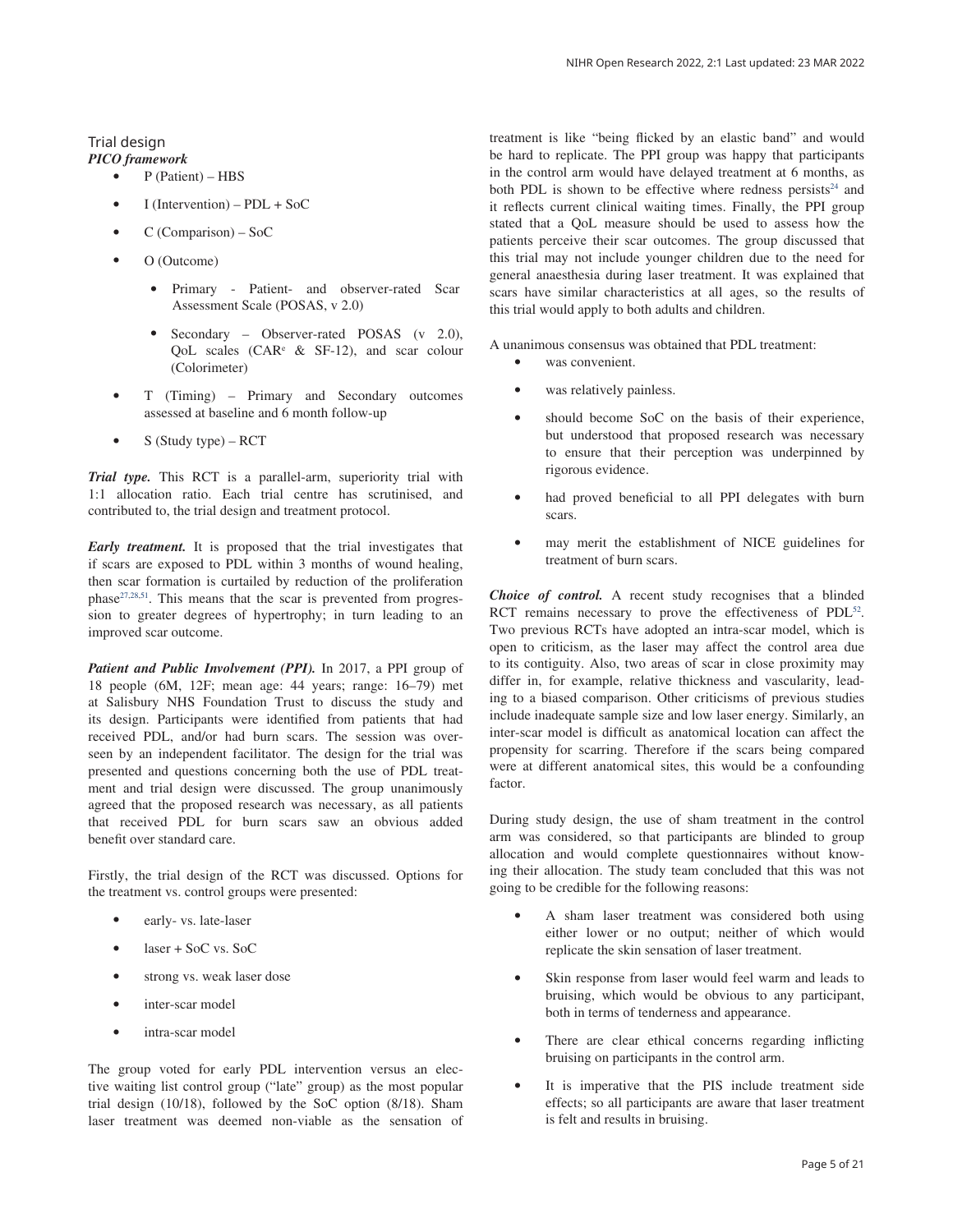## Trial design

### *PICO framework*

- P (Patient) – HBS
- I (Intervention) – PDL + SoC
- C (Comparison) – SoC
- O (Outcome)
  - Primary - Patient- and observer-rated Scar Assessment Scale (POSAS, v 2.0)
  - Secondary – Observer-rated POSAS (v 2.0), QoL scales (CAR[e] & SF-12), and scar colour (Colorimeter)
- T (Timing) – Primary and Secondary outcomes assessed at baseline and 6 month follow-up
- S (Study type) – RCT

***Trial type.*** This RCT is a parallel-arm, superiority trial with 1:1 allocation ratio. Each trial centre has scrutinised, and contributed to, the trial design and treatment protocol.

***Early treatment.*** It is proposed that the trial investigates that if scars are exposed to PDL within 3 months of wound healing, then scar formation is curtailed by reduction of the proliferation phase[27,28,51]. This means that the scar is prevented from progression to greater degrees of hypertrophy; in turn leading to an improved scar outcome.

***Patient and Public Involvement (PPI).*** In 2017, a PPI group of 18 people (6M, 12F; mean age: 44 years; range: 16–79) met at Salisbury NHS Foundation Trust to discuss the study and its design. Participants were identified from patients that had received PDL, and/or had burn scars. The session was overseen by an independent facilitator. The design for the trial was presented and questions concerning both the use of PDL treatment and trial design were discussed. The group unanimously agreed that the proposed research was necessary, as all patients that received PDL for burn scars saw an obvious added benefit over standard care.

Firstly, the trial design of the RCT was discussed. Options for the treatment vs. control groups were presented:

- early- vs. late-laser
- laser + SoC vs. SoC
- strong vs. weak laser dose
- inter-scar model
- intra-scar model

The group voted for early PDL intervention versus an elective waiting list control group ("late" group) as the most popular trial design (10/18), followed by the SoC option (8/18). Sham laser treatment was deemed non-viable as the sensation of treatment is like "being flicked by an elastic band" and would be hard to replicate. The PPI group was happy that participants in the control arm would have delayed treatment at 6 months, as both PDL is shown to be effective where redness persists[24] and it reflects current clinical waiting times. Finally, the PPI group stated that a QoL measure should be used to assess how the patients perceive their scar outcomes. The group discussed that this trial may not include younger children due to the need for general anaesthesia during laser treatment. It was explained that scars have similar characteristics at all ages, so the results of this trial would apply to both adults and children.

A unanimous consensus was obtained that PDL treatment:

- was convenient.
- was relatively painless.
- should become SoC on the basis of their experience, but understood that proposed research was necessary to ensure that their perception was underpinned by rigorous evidence.
- had proved beneficial to all PPI delegates with burn scars.
- may merit the establishment of NICE guidelines for treatment of burn scars.

***Choice of control.*** A recent study recognises that a blinded RCT remains necessary to prove the effectiveness of PDL[52]. Two previous RCTs have adopted an intra-scar model, which is open to criticism, as the laser may affect the control area due to its contiguity. Also, two areas of scar in close proximity may differ in, for example, relative thickness and vascularity, leading to a biased comparison. Other criticisms of previous studies include inadequate sample size and low laser energy. Similarly, an inter-scar model is difficult as anatomical location can affect the propensity for scarring. Therefore if the scars being compared were at different anatomical sites, this would be a confounding factor.

During study design, the use of sham treatment in the control arm was considered, so that participants are blinded to group allocation and would complete questionnaires without knowing their allocation. The study team concluded that this was not going to be credible for the following reasons:

- A sham laser treatment was considered both using either lower or no output; neither of which would replicate the skin sensation of laser treatment.
- Skin response from laser would feel warm and leads to bruising, which would be obvious to any participant, both in terms of tenderness and appearance.
- There are clear ethical concerns regarding inflicting bruising on participants in the control arm.
- It is imperative that the PIS include treatment side effects; so all participants are aware that laser treatment is felt and results in bruising.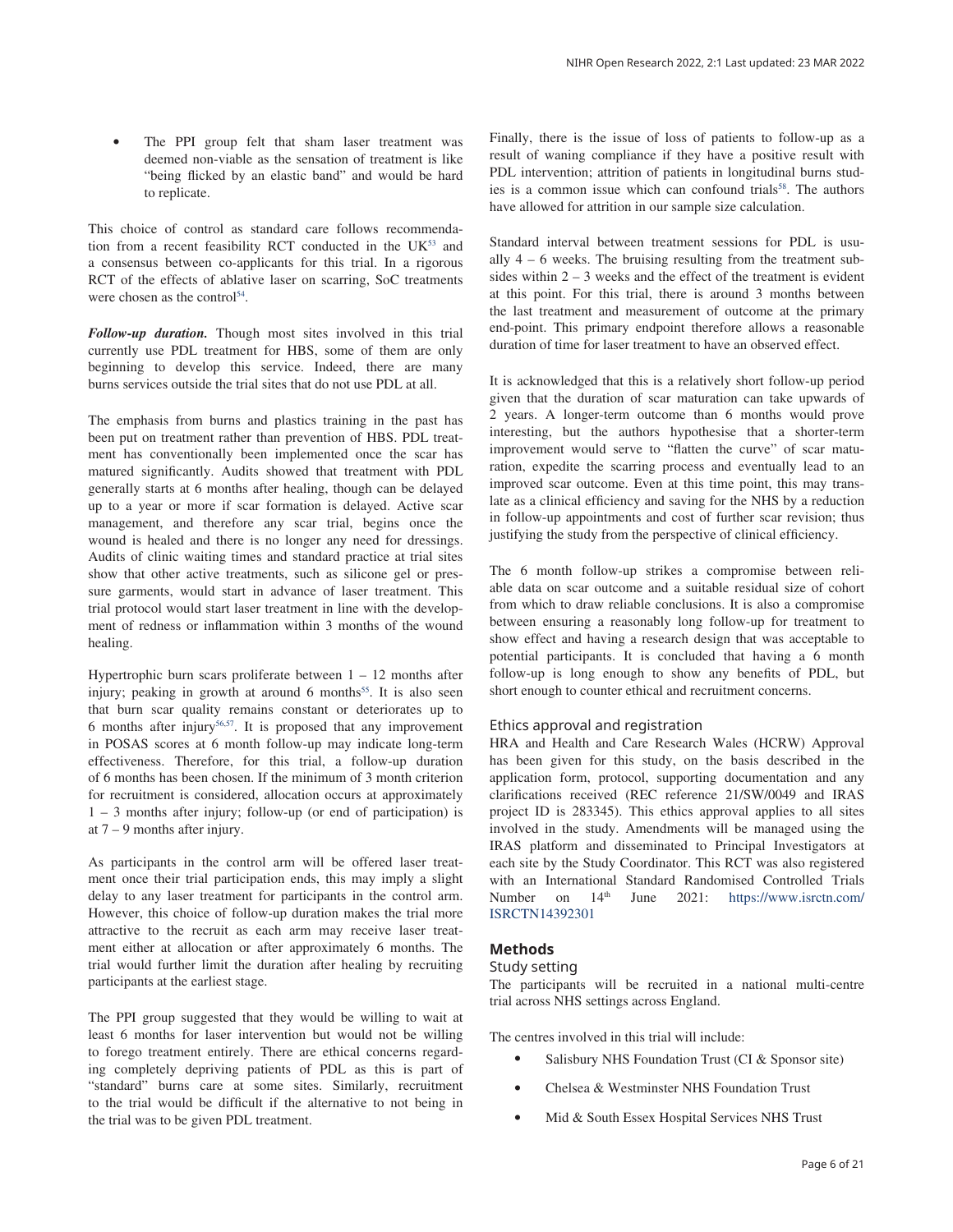- The PPI group felt that sham laser treatment was deemed non-viable as the sensation of treatment is like "being flicked by an elastic band" and would be hard to replicate.

This choice of control as standard care follows recommendation from a recent feasibility RCT conducted in the UK[53] and a consensus between co-applicants for this trial. In a rigorous RCT of the effects of ablative laser on scarring, SoC treatments were chosen as the control[54].

***Follow-up duration.*** Though most sites involved in this trial currently use PDL treatment for HBS, some of them are only beginning to develop this service. Indeed, there are many burns services outside the trial sites that do not use PDL at all.

The emphasis from burns and plastics training in the past has been put on treatment rather than prevention of HBS. PDL treatment has conventionally been implemented once the scar has matured significantly. Audits showed that treatment with PDL generally starts at 6 months after healing, though can be delayed up to a year or more if scar formation is delayed. Active scar management, and therefore any scar trial, begins once the wound is healed and there is no longer any need for dressings. Audits of clinic waiting times and standard practice at trial sites show that other active treatments, such as silicone gel or pressure garments, would start in advance of laser treatment. This trial protocol would start laser treatment in line with the development of redness or inflammation within 3 months of the wound healing.

Hypertrophic burn scars proliferate between 1 – 12 months after injury; peaking in growth at around 6 months[55]. It is also seen that burn scar quality remains constant or deteriorates up to 6 months after injury[56,57]. It is proposed that any improvement in POSAS scores at 6 month follow-up may indicate long-term effectiveness. Therefore, for this trial, a follow-up duration of 6 months has been chosen. If the minimum of 3 month criterion for recruitment is considered, allocation occurs at approximately 1 – 3 months after injury; follow-up (or end of participation) is at 7 – 9 months after injury.

As participants in the control arm will be offered laser treatment once their trial participation ends, this may imply a slight delay to any laser treatment for participants in the control arm. However, this choice of follow-up duration makes the trial more attractive to the recruit as each arm may receive laser treatment either at allocation or after approximately 6 months. The trial would further limit the duration after healing by recruiting participants at the earliest stage.

The PPI group suggested that they would be willing to wait at least 6 months for laser intervention but would not be willing to forego treatment entirely. There are ethical concerns regarding completely depriving patients of PDL as this is part of "standard" burns care at some sites. Similarly, recruitment to the trial would be difficult if the alternative to not being in the trial was to be given PDL treatment.

Finally, there is the issue of loss of patients to follow-up as a result of waning compliance if they have a positive result with PDL intervention; attrition of patients in longitudinal burns studies is a common issue which can confound trials[58]. The authors have allowed for attrition in our sample size calculation.

Standard interval between treatment sessions for PDL is usually 4 – 6 weeks. The bruising resulting from the treatment subsides within 2 – 3 weeks and the effect of the treatment is evident at this point. For this trial, there is around 3 months between the last treatment and measurement of outcome at the primary end-point. This primary endpoint therefore allows a reasonable duration of time for laser treatment to have an observed effect.

It is acknowledged that this is a relatively short follow-up period given that the duration of scar maturation can take upwards of 2 years. A longer-term outcome than 6 months would prove interesting, but the authors hypothesise that a shorter-term improvement would serve to "flatten the curve" of scar maturation, expedite the scarring process and eventually lead to an improved scar outcome. Even at this time point, this may translate as a clinical efficiency and saving for the NHS by a reduction in follow-up appointments and cost of further scar revision; thus justifying the study from the perspective of clinical efficiency.

The 6 month follow-up strikes a compromise between reliable data on scar outcome and a suitable residual size of cohort from which to draw reliable conclusions. It is also a compromise between ensuring a reasonably long follow-up for treatment to show effect and having a research design that was acceptable to potential participants. It is concluded that having a 6 month follow-up is long enough to show any benefits of PDL, but short enough to counter ethical and recruitment concerns.

### Ethics approval and registration

HRA and Health and Care Research Wales (HCRW) Approval has been given for this study, on the basis described in the application form, protocol, supporting documentation and any clarifications received (REC reference 21/SW/0049 and IRAS project ID is 283345). This ethics approval applies to all sites involved in the study. Amendments will be managed using the IRAS platform and disseminated to Principal Investigators at each site by the Study Coordinator. This RCT was also registered with an International Standard Randomised Controlled Trials Number on 14th June 2021: https://www.isrctn.com/ISRCTN14392301

## Methods

### Study setting

The participants will be recruited in a national multi-centre trial across NHS settings across England.

The centres involved in this trial will include:

- Salisbury NHS Foundation Trust (CI & Sponsor site)
- Chelsea & Westminster NHS Foundation Trust
- Mid & South Essex Hospital Services NHS Trust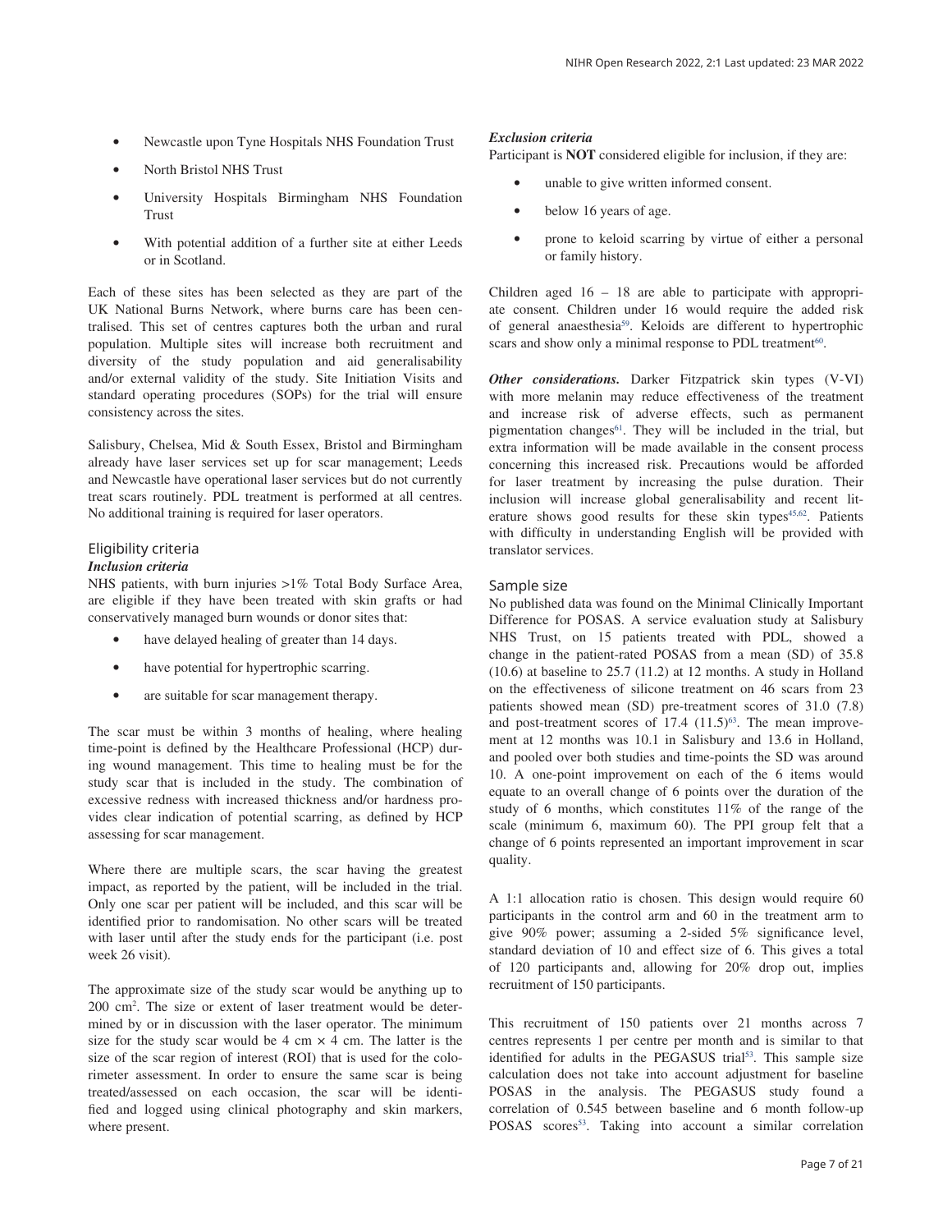- Newcastle upon Tyne Hospitals NHS Foundation Trust
- North Bristol NHS Trust
- University Hospitals Birmingham NHS Foundation Trust
- With potential addition of a further site at either Leeds or in Scotland.

Each of these sites has been selected as they are part of the UK National Burns Network, where burns care has been centralised. This set of centres captures both the urban and rural population. Multiple sites will increase both recruitment and diversity of the study population and aid generalisability and/or external validity of the study. Site Initiation Visits and standard operating procedures (SOPs) for the trial will ensure consistency across the sites.

Salisbury, Chelsea, Mid & South Essex, Bristol and Birmingham already have laser services set up for scar management; Leeds and Newcastle have operational laser services but do not currently treat scars routinely. PDL treatment is performed at all centres. No additional training is required for laser operators.

## Eligibility criteria

***Inclusion criteria***

NHS patients, with burn injuries >1% Total Body Surface Area, are eligible if they have been treated with skin grafts or had conservatively managed burn wounds or donor sites that:

- have delayed healing of greater than 14 days.
- have potential for hypertrophic scarring.
- are suitable for scar management therapy.

The scar must be within 3 months of healing, where healing time-point is defined by the Healthcare Professional (HCP) during wound management. This time to healing must be for the study scar that is included in the study. The combination of excessive redness with increased thickness and/or hardness provides clear indication of potential scarring, as defined by HCP assessing for scar management.

Where there are multiple scars, the scar having the greatest impact, as reported by the patient, will be included in the trial. Only one scar per patient will be included, and this scar will be identified prior to randomisation. No other scars will be treated with laser until after the study ends for the participant (i.e. post week 26 visit).

The approximate size of the study scar would be anything up to 200 cm$^2$. The size or extent of laser treatment would be determined by or in discussion with the laser operator. The minimum size for the study scar would be 4 cm × 4 cm. The latter is the size of the scar region of interest (ROI) that is used for the colorimeter assessment. In order to ensure the same scar is being treated/assessed on each occasion, the scar will be identified and logged using clinical photography and skin markers, where present.

***Exclusion criteria***

Participant is **NOT** considered eligible for inclusion, if they are:

- unable to give written informed consent.
- below 16 years of age.
- prone to keloid scarring by virtue of either a personal or family history.

Children aged 16 – 18 are able to participate with appropriate consent. Children under 16 would require the added risk of general anaesthesia[59]. Keloids are different to hypertrophic scars and show only a minimal response to PDL treatment[60].

***Other considerations.*** Darker Fitzpatrick skin types (V-VI) with more melanin may reduce effectiveness of the treatment and increase risk of adverse effects, such as permanent pigmentation changes[61]. They will be included in the trial, but extra information will be made available in the consent process concerning this increased risk. Precautions would be afforded for laser treatment by increasing the pulse duration. Their inclusion will increase global generalisability and recent literature shows good results for these skin types[45,62]. Patients with difficulty in understanding English will be provided with translator services.

## Sample size

No published data was found on the Minimal Clinically Important Difference for POSAS. A service evaluation study at Salisbury NHS Trust, on 15 patients treated with PDL, showed a change in the patient-rated POSAS from a mean (SD) of 35.8 (10.6) at baseline to 25.7 (11.2) at 12 months. A study in Holland on the effectiveness of silicone treatment on 46 scars from 23 patients showed mean (SD) pre-treatment scores of 31.0 (7.8) and post-treatment scores of 17.4 (11.5)[63]. The mean improvement at 12 months was 10.1 in Salisbury and 13.6 in Holland, and pooled over both studies and time-points the SD was around 10. A one-point improvement on each of the 6 items would equate to an overall change of 6 points over the duration of the study of 6 months, which constitutes 11% of the range of the scale (minimum 6, maximum 60). The PPI group felt that a change of 6 points represented an important improvement in scar quality.

A 1:1 allocation ratio is chosen. This design would require 60 participants in the control arm and 60 in the treatment arm to give 90% power; assuming a 2-sided 5% significance level, standard deviation of 10 and effect size of 6. This gives a total of 120 participants and, allowing for 20% drop out, implies recruitment of 150 participants.

This recruitment of 150 patients over 21 months across 7 centres represents 1 per centre per month and is similar to that identified for adults in the PEGASUS trial[53]. This sample size calculation does not take into account adjustment for baseline POSAS in the analysis. The PEGASUS study found a correlation of 0.545 between baseline and 6 month follow-up POSAS scores[53]. Taking into account a similar correlation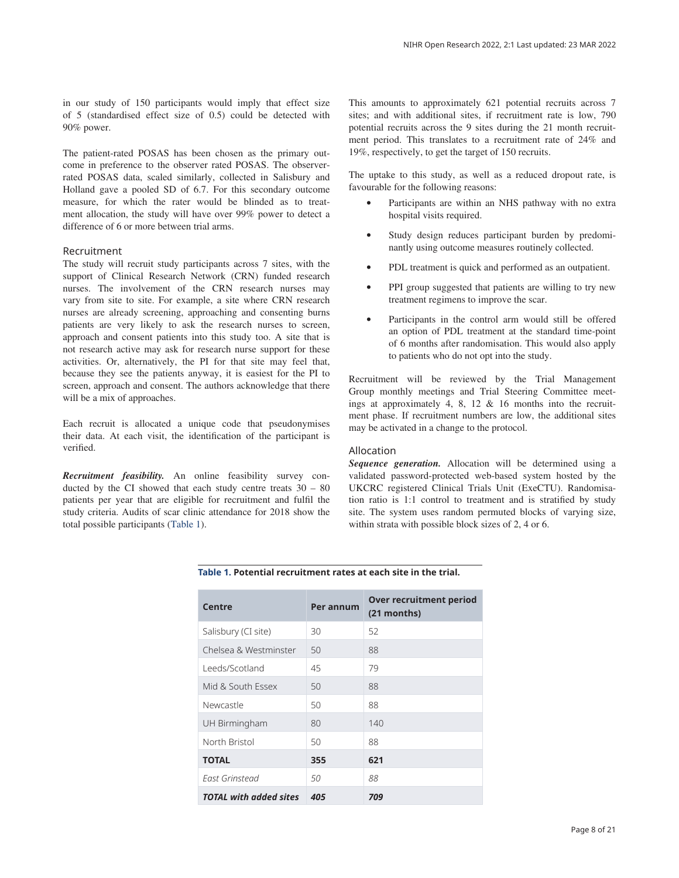in our study of 150 participants would imply that effect size of 5 (standardised effect size of 0.5) could be detected with 90% power.

The patient-rated POSAS has been chosen as the primary outcome in preference to the observer rated POSAS. The observer-rated POSAS data, scaled similarly, collected in Salisbury and Holland gave a pooled SD of 6.7. For this secondary outcome measure, for which the rater would be blinded as to treatment allocation, the study will have over 99% power to detect a difference of 6 or more between trial arms.

## Recruitment

The study will recruit study participants across 7 sites, with the support of Clinical Research Network (CRN) funded research nurses. The involvement of the CRN research nurses may vary from site to site. For example, a site where CRN research nurses are already screening, approaching and consenting burns patients are very likely to ask the research nurses to screen, approach and consent patients into this study too. A site that is not research active may ask for research nurse support for these activities. Or, alternatively, the PI for that site may feel that, because they see the patients anyway, it is easiest for the PI to screen, approach and consent. The authors acknowledge that there will be a mix of approaches.

Each recruit is allocated a unique code that pseudonymises their data. At each visit, the identification of the participant is verified.

***Recruitment feasibility.*** An online feasibility survey conducted by the CI showed that each study centre treats 30 – 80 patients per year that are eligible for recruitment and fulfil the study criteria. Audits of scar clinic attendance for 2018 show the total possible participants (Table 1).

This amounts to approximately 621 potential recruits across 7 sites; and with additional sites, if recruitment rate is low, 790 potential recruits across the 9 sites during the 21 month recruitment period. This translates to a recruitment rate of 24% and 19%, respectively, to get the target of 150 recruits.

The uptake to this study, as well as a reduced dropout rate, is favourable for the following reasons:

- Participants are within an NHS pathway with no extra hospital visits required.
- Study design reduces participant burden by predominantly using outcome measures routinely collected.
- PDL treatment is quick and performed as an outpatient.
- PPI group suggested that patients are willing to try new treatment regimens to improve the scar.
- Participants in the control arm would still be offered an option of PDL treatment at the standard time-point of 6 months after randomisation. This would also apply to patients who do not opt into the study.

Recruitment will be reviewed by the Trial Management Group monthly meetings and Trial Steering Committee meetings at approximately 4, 8, 12 & 16 months into the recruitment phase. If recruitment numbers are low, the additional sites may be activated in a change to the protocol.

## Allocation

***Sequence generation.*** Allocation will be determined using a validated password-protected web-based system hosted by the UKCRC registered Clinical Trials Unit (ExeCTU). Randomisation ratio is 1:1 control to treatment and is stratified by study site. The system uses random permuted blocks of varying size, within strata with possible block sizes of 2, 4 or 6.

**Table 1. Potential recruitment rates at each site in the trial.**

| Centre | Per annum | Over recruitment period (21 months) |
|---|---|---|
| Salisbury (CI site) | 30 | 52 |
| Chelsea & Westminster | 50 | 88 |
| Leeds/Scotland | 45 | 79 |
| Mid & South Essex | 50 | 88 |
| Newcastle | 50 | 88 |
| UH Birmingham | 80 | 140 |
| North Bristol | 50 | 88 |
| **TOTAL** | **355** | **621** |
| *East Grinstead* | *50* | *88* |
| ***TOTAL with added sites*** | ***405*** | ***709*** |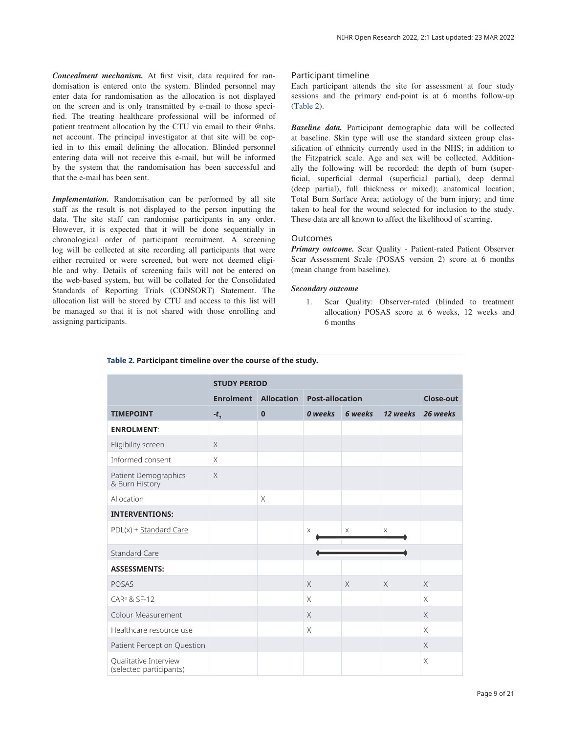***Concealment mechanism.*** At first visit, data required for randomisation is entered onto the system. Blinded personnel may enter data for randomisation as the allocation is not displayed on the screen and is only transmitted by e-mail to those specified. The treating healthcare professional will be informed of patient treatment allocation by the CTU via email to their @nhs.net account. The principal investigator at that site will be copied in to this email defining the allocation. Blinded personnel entering data will not receive this e-mail, but will be informed by the system that the randomisation has been successful and that the e-mail has been sent.

***Implementation.*** Randomisation can be performed by all site staff as the result is not displayed to the person inputting the data. The site staff can randomise participants in any order. However, it is expected that it will be done sequentially in chronological order of participant recruitment. A screening log will be collected at site recording all participants that were either recruited or were screened, but were not deemed eligible and why. Details of screening fails will not be entered on the web-based system, but will be collated for the Consolidated Standards of Reporting Trials (CONSORT) Statement. The allocation list will be stored by CTU and access to this list will be managed so that it is not shared with those enrolling and assigning participants.

## Participant timeline

Each participant attends the site for assessment at four study sessions and the primary end-point is at 6 months follow-up (Table 2).

***Baseline data.*** Participant demographic data will be collected at baseline. Skin type will use the standard sixteen group classification of ethnicity currently used in the NHS; in addition to the Fitzpatrick scale. Age and sex will be collected. Additionally the following will be recorded: the depth of burn (superficial, superficial dermal (superficial partial), deep dermal (deep partial), full thickness or mixed); anatomical location; Total Burn Surface Area; aetiology of the burn injury; and time taken to heal for the wound selected for inclusion to the study. These data are all known to affect the likelihood of scarring.

## Outcomes

***Primary outcome.*** Scar Quality - Patient-rated Patient Observer Scar Assessment Scale (POSAS version 2) score at 6 months (mean change from baseline).

***Secondary outcome***

1. Scar Quality: Observer-rated (blinded to treatment allocation) POSAS score at 6 weeks, 12 weeks and 6 months

**Table 2. Participant timeline over the course of the study.**

| | STUDY PERIOD | | | | | |
|---|---|---|---|---|---|---|
| | Enrolment | Allocation | Post-allocation | | | Close-out |
| TIMEPOINT | $-t_1$ | 0 | *0 weeks* | *6 weeks* | *12 weeks* | *26 weeks* |
| **ENROLMENT**: | | | | | | |
| Eligibility screen | X | | | | | |
| Informed consent | X | | | | | |
| Patient Demographics & Burn History | X | | | | | |
| Allocation | | X | | | | |
| **INTERVENTIONS:** | | | | | | |
| PDL(x) + Standard Care | | | X | X | X | |
| Standard Care | | | ⟵ | ⟶ | ⟶ | |
| **ASSESSMENTS:** | | | | | | |
| POSAS | | | X | X | X | X |
| CAR[e] & SF-12 | | | X | | | X |
| Colour Measurement | | | X | | | X |
| Healthcare resource use | | | X | | | X |
| Patient Perception Question | | | | | | X |
| Qualitative Interview (selected participants) | | | | | | X |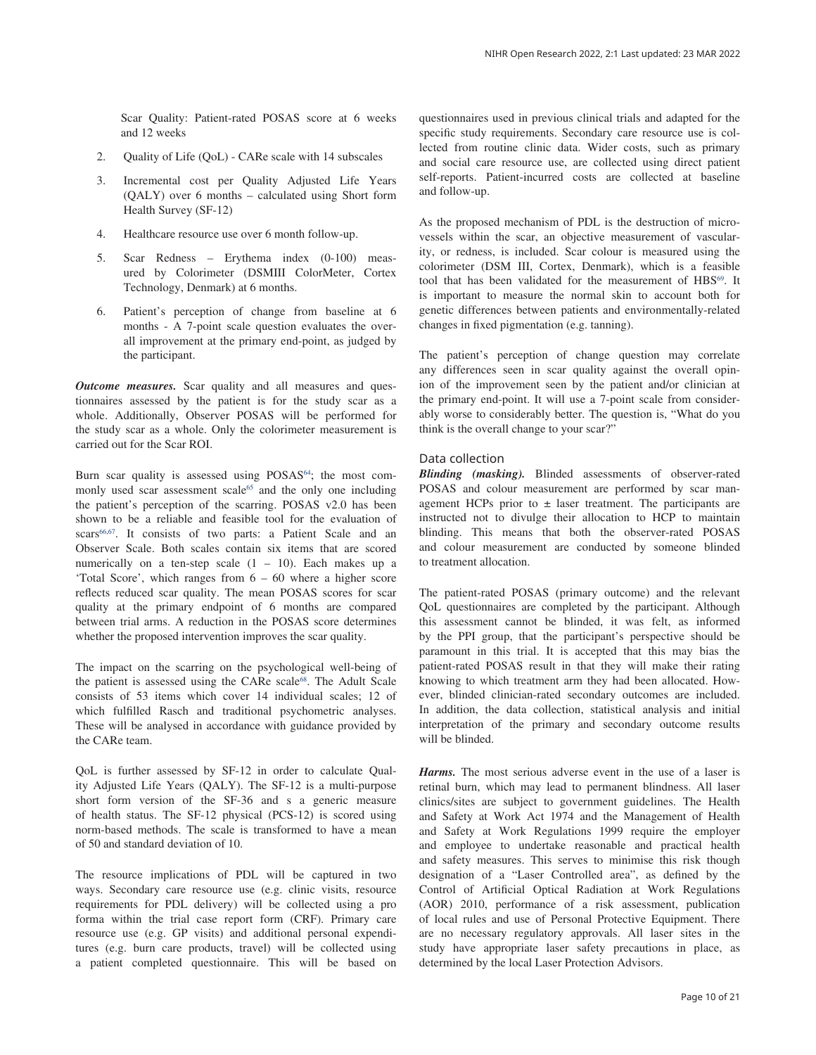Scar Quality: Patient-rated POSAS score at 6 weeks and 12 weeks

2. Quality of Life (QoL) - CARe scale with 14 subscales
3. Incremental cost per Quality Adjusted Life Years (QALY) over 6 months – calculated using Short form Health Survey (SF-12)
4. Healthcare resource use over 6 month follow-up.
5. Scar Redness – Erythema index (0-100) measured by Colorimeter (DSMIII ColorMeter, Cortex Technology, Denmark) at 6 months.
6. Patient's perception of change from baseline at 6 months - A 7-point scale question evaluates the overall improvement at the primary end-point, as judged by the participant.

***Outcome measures.*** Scar quality and all measures and questionnaires assessed by the patient is for the study scar as a whole. Additionally, Observer POSAS will be performed for the study scar as a whole. Only the colorimeter measurement is carried out for the Scar ROI.

Burn scar quality is assessed using POSAS[64]; the most commonly used scar assessment scale[65] and the only one including the patient's perception of the scarring. POSAS v2.0 has been shown to be a reliable and feasible tool for the evaluation of scars[66,67]. It consists of two parts: a Patient Scale and an Observer Scale. Both scales contain six items that are scored numerically on a ten-step scale (1 – 10). Each makes up a 'Total Score', which ranges from 6 – 60 where a higher score reflects reduced scar quality. The mean POSAS scores for scar quality at the primary endpoint of 6 months are compared between trial arms. A reduction in the POSAS score determines whether the proposed intervention improves the scar quality.

The impact on the scarring on the psychological well-being of the patient is assessed using the CARe scale[68]. The Adult Scale consists of 53 items which cover 14 individual scales; 12 of which fulfilled Rasch and traditional psychometric analyses. These will be analysed in accordance with guidance provided by the CARe team.

QoL is further assessed by SF-12 in order to calculate Quality Adjusted Life Years (QALY). The SF-12 is a multi-purpose short form version of the SF-36 and s a generic measure of health status. The SF-12 physical (PCS-12) is scored using norm-based methods. The scale is transformed to have a mean of 50 and standard deviation of 10.

The resource implications of PDL will be captured in two ways. Secondary care resource use (e.g. clinic visits, resource requirements for PDL delivery) will be collected using a pro forma within the trial case report form (CRF). Primary care resource use (e.g. GP visits) and additional personal expenditures (e.g. burn care products, travel) will be collected using a patient completed questionnaire. This will be based on questionnaires used in previous clinical trials and adapted for the specific study requirements. Secondary care resource use is collected from routine clinic data. Wider costs, such as primary and social care resource use, are collected using direct patient self-reports. Patient-incurred costs are collected at baseline and follow-up.

As the proposed mechanism of PDL is the destruction of microvessels within the scar, an objective measurement of vascularity, or redness, is included. Scar colour is measured using the colorimeter (DSM III, Cortex, Denmark), which is a feasible tool that has been validated for the measurement of HBS[69]. It is important to measure the normal skin to account both for genetic differences between patients and environmentally-related changes in fixed pigmentation (e.g. tanning).

The patient's perception of change question may correlate any differences seen in scar quality against the overall opinion of the improvement seen by the patient and/or clinician at the primary end-point. It will use a 7-point scale from considerably worse to considerably better. The question is, "What do you think is the overall change to your scar?"

## Data collection

***Blinding (masking).*** Blinded assessments of observer-rated POSAS and colour measurement are performed by scar management HCPs prior to ± laser treatment. The participants are instructed not to divulge their allocation to HCP to maintain blinding. This means that both the observer-rated POSAS and colour measurement are conducted by someone blinded to treatment allocation.

The patient-rated POSAS (primary outcome) and the relevant QoL questionnaires are completed by the participant. Although this assessment cannot be blinded, it was felt, as informed by the PPI group, that the participant's perspective should be paramount in this trial. It is accepted that this may bias the patient-rated POSAS result in that they will make their rating knowing to which treatment arm they had been allocated. However, blinded clinician-rated secondary outcomes are included. In addition, the data collection, statistical analysis and initial interpretation of the primary and secondary outcome results will be blinded.

***Harms.*** The most serious adverse event in the use of a laser is retinal burn, which may lead to permanent blindness. All laser clinics/sites are subject to government guidelines. The Health and Safety at Work Act 1974 and the Management of Health and Safety at Work Regulations 1999 require the employer and employee to undertake reasonable and practical health and safety measures. This serves to minimise this risk though designation of a "Laser Controlled area", as defined by the Control of Artificial Optical Radiation at Work Regulations (AOR) 2010, performance of a risk assessment, publication of local rules and use of Personal Protective Equipment. There are no necessary regulatory approvals. All laser sites in the study have appropriate laser safety precautions in place, as determined by the local Laser Protection Advisors.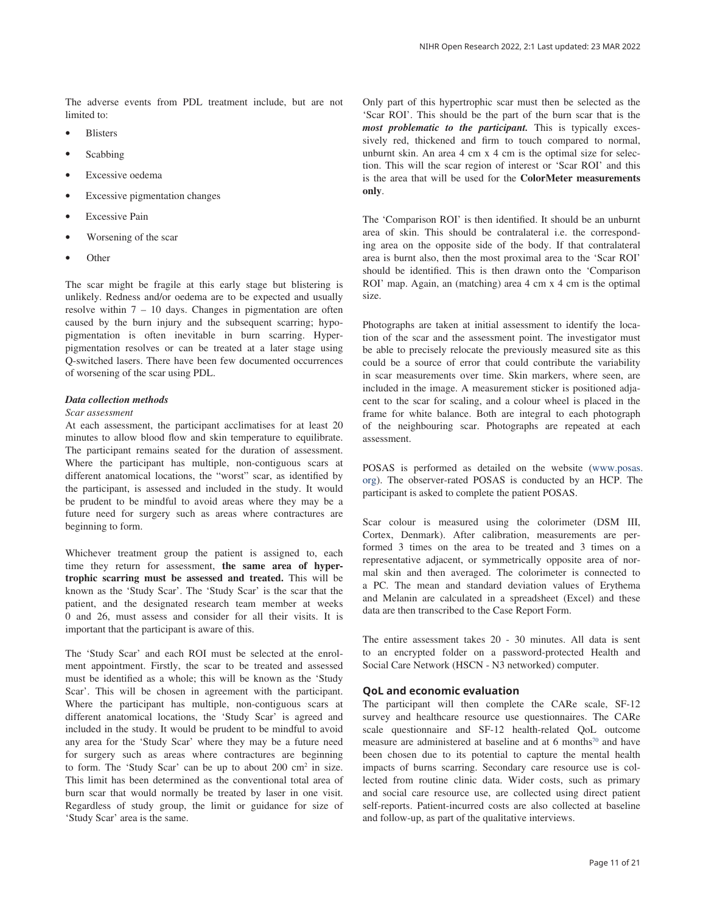The adverse events from PDL treatment include, but are not limited to:

- Blisters
- Scabbing
- Excessive oedema
- Excessive pigmentation changes
- Excessive Pain
- Worsening of the scar
- Other

The scar might be fragile at this early stage but blistering is unlikely. Redness and/or oedema are to be expected and usually resolve within 7 – 10 days. Changes in pigmentation are often caused by the burn injury and the subsequent scarring; hypopigmentation is often inevitable in burn scarring. Hyperpigmentation resolves or can be treated at a later stage using Q-switched lasers. There have been few documented occurrences of worsening of the scar using PDL.

### *Data collection methods*

*Scar assessment*

At each assessment, the participant acclimatises for at least 20 minutes to allow blood flow and skin temperature to equilibrate. The participant remains seated for the duration of assessment. Where the participant has multiple, non-contiguous scars at different anatomical locations, the "worst" scar, as identified by the participant, is assessed and included in the study. It would be prudent to be mindful to avoid areas where they may be a future need for surgery such as areas where contractures are beginning to form.

Whichever treatment group the patient is assigned to, each time they return for assessment, **the same area of hypertrophic scarring must be assessed and treated.** This will be known as the 'Study Scar'. The 'Study Scar' is the scar that the patient, and the designated research team member at weeks 0 and 26, must assess and consider for all their visits. It is important that the participant is aware of this.

The 'Study Scar' and each ROI must be selected at the enrolment appointment. Firstly, the scar to be treated and assessed must be identified as a whole; this will be known as the 'Study Scar'. This will be chosen in agreement with the participant. Where the participant has multiple, non-contiguous scars at different anatomical locations, the 'Study Scar' is agreed and included in the study. It would be prudent to be mindful to avoid any area for the 'Study Scar' where they may be a future need for surgery such as areas where contractures are beginning to form. The 'Study Scar' can be up to about 200 cm$^2$ in size. This limit has been determined as the conventional total area of burn scar that would normally be treated by laser in one visit. Regardless of study group, the limit or guidance for size of 'Study Scar' area is the same.

Only part of this hypertrophic scar must then be selected as the 'Scar ROI'. This should be the part of the burn scar that is the ***most problematic to the participant.*** This is typically excessively red, thickened and firm to touch compared to normal, unburnt skin. An area 4 cm x 4 cm is the optimal size for selection. This will the scar region of interest or 'Scar ROI' and this is the area that will be used for the **ColorMeter measurements only**.

The 'Comparison ROI' is then identified. It should be an unburnt area of skin. This should be contralateral i.e. the corresponding area on the opposite side of the body. If that contralateral area is burnt also, then the most proximal area to the 'Scar ROI' should be identified. This is then drawn onto the 'Comparison ROI' map. Again, an (matching) area 4 cm x 4 cm is the optimal size.

Photographs are taken at initial assessment to identify the location of the scar and the assessment point. The investigator must be able to precisely relocate the previously measured site as this could be a source of error that could contribute the variability in scar measurements over time. Skin markers, where seen, are included in the image. A measurement sticker is positioned adjacent to the scar for scaling, and a colour wheel is placed in the frame for white balance. Both are integral to each photograph of the neighbouring scar. Photographs are repeated at each assessment.

POSAS is performed as detailed on the website (www.posas.org). The observer-rated POSAS is conducted by an HCP. The participant is asked to complete the patient POSAS.

Scar colour is measured using the colorimeter (DSM III, Cortex, Denmark). After calibration, measurements are performed 3 times on the area to be treated and 3 times on a representative adjacent, or symmetrically opposite area of normal skin and then averaged. The colorimeter is connected to a PC. The mean and standard deviation values of Erythema and Melanin are calculated in a spreadsheet (Excel) and these data are then transcribed to the Case Report Form.

The entire assessment takes 20 - 30 minutes. All data is sent to an encrypted folder on a password-protected Health and Social Care Network (HSCN - N3 networked) computer.

## QoL and economic evaluation

The participant will then complete the CARe scale, SF-12 survey and healthcare resource use questionnaires. The CARe scale questionnaire and SF-12 health-related QoL outcome measure are administered at baseline and at 6 months[70] and have been chosen due to its potential to capture the mental health impacts of burns scarring. Secondary care resource use is collected from routine clinic data. Wider costs, such as primary and social care resource use, are collected using direct patient self-reports. Patient-incurred costs are also collected at baseline and follow-up, as part of the qualitative interviews.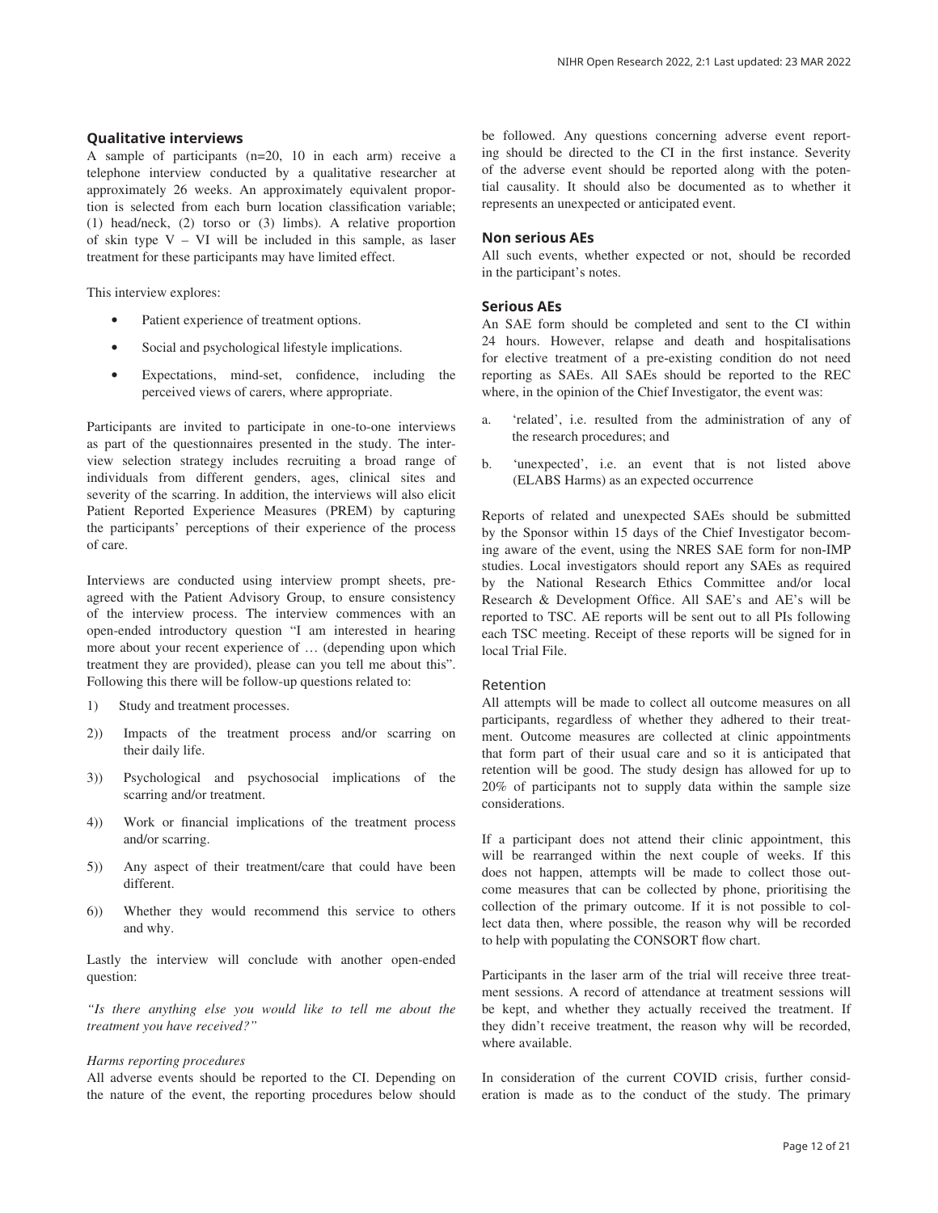### Qualitative interviews

A sample of participants (n=20, 10 in each arm) receive a telephone interview conducted by a qualitative researcher at approximately 26 weeks. An approximately equivalent proportion is selected from each burn location classification variable; (1) head/neck, (2) torso or (3) limbs). A relative proportion of skin type V – VI will be included in this sample, as laser treatment for these participants may have limited effect.

This interview explores:

- Patient experience of treatment options.
- Social and psychological lifestyle implications.
- Expectations, mind-set, confidence, including the perceived views of carers, where appropriate.

Participants are invited to participate in one-to-one interviews as part of the questionnaires presented in the study. The interview selection strategy includes recruiting a broad range of individuals from different genders, ages, clinical sites and severity of the scarring. In addition, the interviews will also elicit Patient Reported Experience Measures (PREM) by capturing the participants' perceptions of their experience of the process of care.

Interviews are conducted using interview prompt sheets, pre-agreed with the Patient Advisory Group, to ensure consistency of the interview process. The interview commences with an open-ended introductory question "I am interested in hearing more about your recent experience of … (depending upon which treatment they are provided), please can you tell me about this". Following this there will be follow-up questions related to:

1) Study and treatment processes.

2)) Impacts of the treatment process and/or scarring on their daily life.

3)) Psychological and psychosocial implications of the scarring and/or treatment.

4)) Work or financial implications of the treatment process and/or scarring.

5)) Any aspect of their treatment/care that could have been different.

6)) Whether they would recommend this service to others and why.

Lastly the interview will conclude with another open-ended question:

*"Is there anything else you would like to tell me about the treatment you have received?"*

*Harms reporting procedures*

All adverse events should be reported to the CI. Depending on the nature of the event, the reporting procedures below should be followed. Any questions concerning adverse event reporting should be directed to the CI in the first instance. Severity of the adverse event should be reported along with the potential causality. It should also be documented as to whether it represents an unexpected or anticipated event.

### Non serious AEs

All such events, whether expected or not, should be recorded in the participant's notes.

### Serious AEs

An SAE form should be completed and sent to the CI within 24 hours. However, relapse and death and hospitalisations for elective treatment of a pre-existing condition do not need reporting as SAEs. All SAEs should be reported to the REC where, in the opinion of the Chief Investigator, the event was:

a. 'related', i.e. resulted from the administration of any of the research procedures; and

b. 'unexpected', i.e. an event that is not listed above (ELABS Harms) as an expected occurrence

Reports of related and unexpected SAEs should be submitted by the Sponsor within 15 days of the Chief Investigator becoming aware of the event, using the NRES SAE form for non-IMP studies. Local investigators should report any SAEs as required by the National Research Ethics Committee and/or local Research & Development Office. All SAE's and AE's will be reported to TSC. AE reports will be sent out to all PIs following each TSC meeting. Receipt of these reports will be signed for in local Trial File.

### Retention

All attempts will be made to collect all outcome measures on all participants, regardless of whether they adhered to their treatment. Outcome measures are collected at clinic appointments that form part of their usual care and so it is anticipated that retention will be good. The study design has allowed for up to 20% of participants not to supply data within the sample size considerations.

If a participant does not attend their clinic appointment, this will be rearranged within the next couple of weeks. If this does not happen, attempts will be made to collect those outcome measures that can be collected by phone, prioritising the collection of the primary outcome. If it is not possible to collect data then, where possible, the reason why will be recorded to help with populating the CONSORT flow chart.

Participants in the laser arm of the trial will receive three treatment sessions. A record of attendance at treatment sessions will be kept, and whether they actually received the treatment. If they didn't receive treatment, the reason why will be recorded, where available.

In consideration of the current COVID crisis, further consideration is made as to the conduct of the study. The primary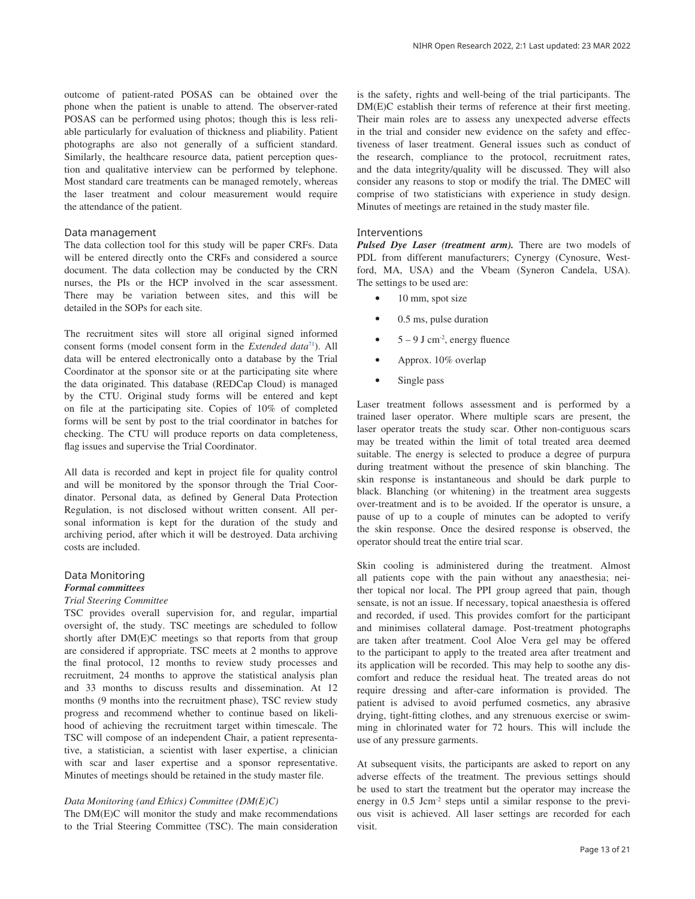outcome of patient-rated POSAS can be obtained over the phone when the patient is unable to attend. The observer-rated POSAS can be performed using photos; though this is less reliable particularly for evaluation of thickness and pliability. Patient photographs are also not generally of a sufficient standard. Similarly, the healthcare resource data, patient perception question and qualitative interview can be performed by telephone. Most standard care treatments can be managed remotely, whereas the laser treatment and colour measurement would require the attendance of the patient.

### Data management

The data collection tool for this study will be paper CRFs. Data will be entered directly onto the CRFs and considered a source document. The data collection may be conducted by the CRN nurses, the PIs or the HCP involved in the scar assessment. There may be variation between sites, and this will be detailed in the SOPs for each site.

The recruitment sites will store all original signed informed consent forms (model consent form in the *Extended data*[71]). All data will be entered electronically onto a database by the Trial Coordinator at the sponsor site or at the participating site where the data originated. This database (REDCap Cloud) is managed by the CTU. Original study forms will be entered and kept on file at the participating site. Copies of 10% of completed forms will be sent by post to the trial coordinator in batches for checking. The CTU will produce reports on data completeness, flag issues and supervise the Trial Coordinator.

All data is recorded and kept in project file for quality control and will be monitored by the sponsor through the Trial Coordinator. Personal data, as defined by General Data Protection Regulation, is not disclosed without written consent. All personal information is kept for the duration of the study and archiving period, after which it will be destroyed. Data archiving costs are included.

### Data Monitoring

***Formal committees***

*Trial Steering Committee*

TSC provides overall supervision for, and regular, impartial oversight of, the study. TSC meetings are scheduled to follow shortly after DM(E)C meetings so that reports from that group are considered if appropriate. TSC meets at 2 months to approve the final protocol, 12 months to review study processes and recruitment, 24 months to approve the statistical analysis plan and 33 months to discuss results and dissemination. At 12 months (9 months into the recruitment phase), TSC review study progress and recommend whether to continue based on likelihood of achieving the recruitment target within timescale. The TSC will compose of an independent Chair, a patient representative, a statistician, a scientist with laser expertise, a clinician with scar and laser expertise and a sponsor representative. Minutes of meetings should be retained in the study master file.

*Data Monitoring (and Ethics) Committee (DM(E)C)*

The DM(E)C will monitor the study and make recommendations to the Trial Steering Committee (TSC). The main consideration is the safety, rights and well-being of the trial participants. The DM(E)C establish their terms of reference at their first meeting. Their main roles are to assess any unexpected adverse effects in the trial and consider new evidence on the safety and effectiveness of laser treatment. General issues such as conduct of the research, compliance to the protocol, recruitment rates, and the data integrity/quality will be discussed. They will also consider any reasons to stop or modify the trial. The DMEC will comprise of two statisticians with experience in study design. Minutes of meetings are retained in the study master file.

### Interventions

***Pulsed Dye Laser (treatment arm).*** There are two models of PDL from different manufacturers; Cynergy (Cynosure, Westford, MA, USA) and the Vbeam (Syneron Candela, USA). The settings to be used are:

- 10 mm, spot size
- 0.5 ms, pulse duration
- 5 – 9 J cm$^{-2}$, energy fluence
- Approx. 10% overlap
- Single pass

Laser treatment follows assessment and is performed by a trained laser operator. Where multiple scars are present, the laser operator treats the study scar. Other non-contiguous scars may be treated within the limit of total treated area deemed suitable. The energy is selected to produce a degree of purpura during treatment without the presence of skin blanching. The skin response is instantaneous and should be dark purple to black. Blanching (or whitening) in the treatment area suggests over-treatment and is to be avoided. If the operator is unsure, a pause of up to a couple of minutes can be adopted to verify the skin response. Once the desired response is observed, the operator should treat the entire trial scar.

Skin cooling is administered during the treatment. Almost all patients cope with the pain without any anaesthesia; neither topical nor local. The PPI group agreed that pain, though sensate, is not an issue. If necessary, topical anaesthesia is offered and recorded, if used. This provides comfort for the participant and minimises collateral damage. Post-treatment photographs are taken after treatment. Cool Aloe Vera gel may be offered to the participant to apply to the treated area after treatment and its application will be recorded. This may help to soothe any discomfort and reduce the residual heat. The treated areas do not require dressing and after-care information is provided. The patient is advised to avoid perfumed cosmetics, any abrasive drying, tight-fitting clothes, and any strenuous exercise or swimming in chlorinated water for 72 hours. This will include the use of any pressure garments.

At subsequent visits, the participants are asked to report on any adverse effects of the treatment. The previous settings should be used to start the treatment but the operator may increase the energy in 0.5 Jcm$^{-2}$ steps until a similar response to the previous visit is achieved. All laser settings are recorded for each visit.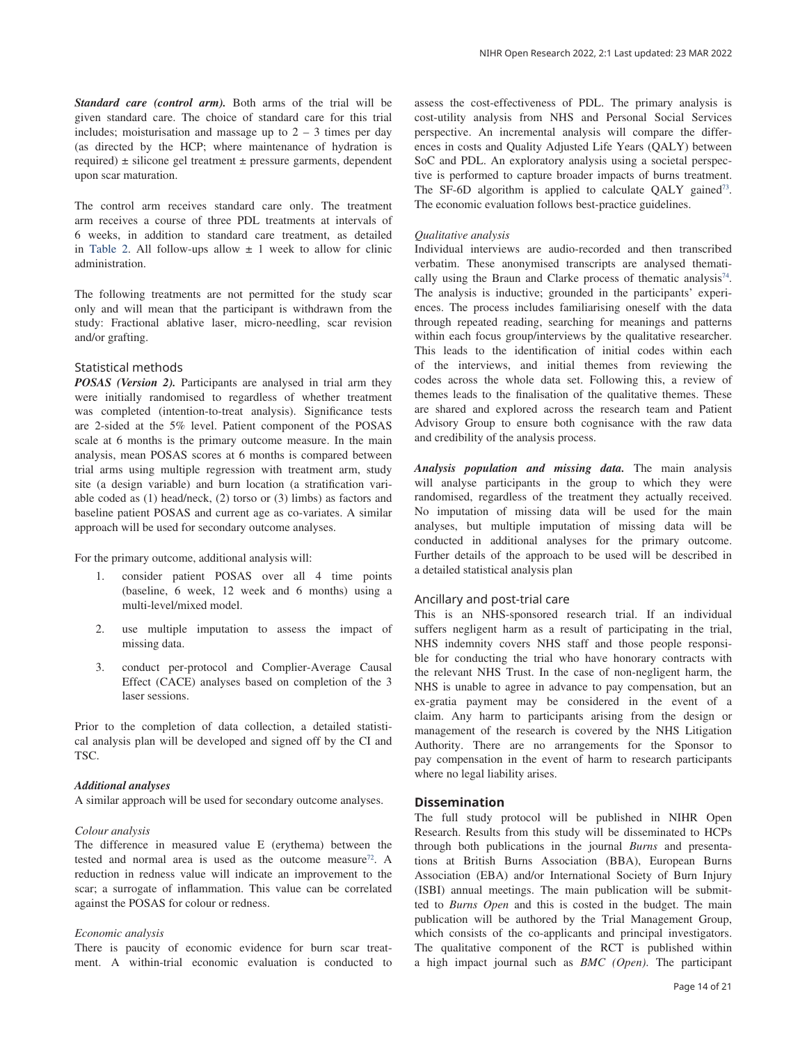***Standard care (control arm).*** Both arms of the trial will be given standard care. The choice of standard care for this trial includes; moisturisation and massage up to 2 – 3 times per day (as directed by the HCP; where maintenance of hydration is required) ± silicone gel treatment ± pressure garments, dependent upon scar maturation.

The control arm receives standard care only. The treatment arm receives a course of three PDL treatments at intervals of 6 weeks, in addition to standard care treatment, as detailed in Table 2. All follow-ups allow ± 1 week to allow for clinic administration.

The following treatments are not permitted for the study scar only and will mean that the participant is withdrawn from the study: Fractional ablative laser, micro-needling, scar revision and/or grafting.

## Statistical methods

***POSAS (Version 2).*** Participants are analysed in trial arm they were initially randomised to regardless of whether treatment was completed (intention-to-treat analysis). Significance tests are 2-sided at the 5% level. Patient component of the POSAS scale at 6 months is the primary outcome measure. In the main analysis, mean POSAS scores at 6 months is compared between trial arms using multiple regression with treatment arm, study site (a design variable) and burn location (a stratification variable coded as (1) head/neck, (2) torso or (3) limbs) as factors and baseline patient POSAS and current age as co-variates. A similar approach will be used for secondary outcome analyses.

For the primary outcome, additional analysis will:

1. consider patient POSAS over all 4 time points (baseline, 6 week, 12 week and 6 months) using a multi-level/mixed model.
2. use multiple imputation to assess the impact of missing data.
3. conduct per-protocol and Complier-Average Causal Effect (CACE) analyses based on completion of the 3 laser sessions.

Prior to the completion of data collection, a detailed statistical analysis plan will be developed and signed off by the CI and TSC.

***Additional analyses***

A similar approach will be used for secondary outcome analyses.

*Colour analysis*

The difference in measured value E (erythema) between the tested and normal area is used as the outcome measure[72]. A reduction in redness value will indicate an improvement to the scar; a surrogate of inflammation. This value can be correlated against the POSAS for colour or redness.

*Economic analysis*

There is paucity of economic evidence for burn scar treatment. A within-trial economic evaluation is conducted to assess the cost-effectiveness of PDL. The primary analysis is cost-utility analysis from NHS and Personal Social Services perspective. An incremental analysis will compare the differences in costs and Quality Adjusted Life Years (QALY) between SoC and PDL. An exploratory analysis using a societal perspective is performed to capture broader impacts of burns treatment. The SF-6D algorithm is applied to calculate QALY gained[73]. The economic evaluation follows best-practice guidelines.

*Qualitative analysis*

Individual interviews are audio-recorded and then transcribed verbatim. These anonymised transcripts are analysed thematically using the Braun and Clarke process of thematic analysis[74]. The analysis is inductive; grounded in the participants' experiences. The process includes familiarising oneself with the data through repeated reading, searching for meanings and patterns within each focus group/interviews by the qualitative researcher. This leads to the identification of initial codes within each of the interviews, and initial themes from reviewing the codes across the whole data set. Following this, a review of themes leads to the finalisation of the qualitative themes. These are shared and explored across the research team and Patient Advisory Group to ensure both cognisance with the raw data and credibility of the analysis process.

***Analysis population and missing data.*** The main analysis will analyse participants in the group to which they were randomised, regardless of the treatment they actually received. No imputation of missing data will be used for the main analyses, but multiple imputation of missing data will be conducted in additional analyses for the primary outcome. Further details of the approach to be used will be described in a detailed statistical analysis plan

## Ancillary and post-trial care

This is an NHS-sponsored research trial. If an individual suffers negligent harm as a result of participating in the trial, NHS indemnity covers NHS staff and those people responsible for conducting the trial who have honorary contracts with the relevant NHS Trust. In the case of non-negligent harm, the NHS is unable to agree in advance to pay compensation, but an ex-gratia payment may be considered in the event of a claim. Any harm to participants arising from the design or management of the research is covered by the NHS Litigation Authority. There are no arrangements for the Sponsor to pay compensation in the event of harm to research participants where no legal liability arises.

# Dissemination

The full study protocol will be published in NIHR Open Research. Results from this study will be disseminated to HCPs through both publications in the journal *Burns* and presentations at British Burns Association (BBA), European Burns Association (EBA) and/or International Society of Burn Injury (ISBI) annual meetings. The main publication will be submitted to *Burns Open* and this is costed in the budget. The main publication will be authored by the Trial Management Group, which consists of the co-applicants and principal investigators. The qualitative component of the RCT is published within a high impact journal such as *BMC (Open)*. The participant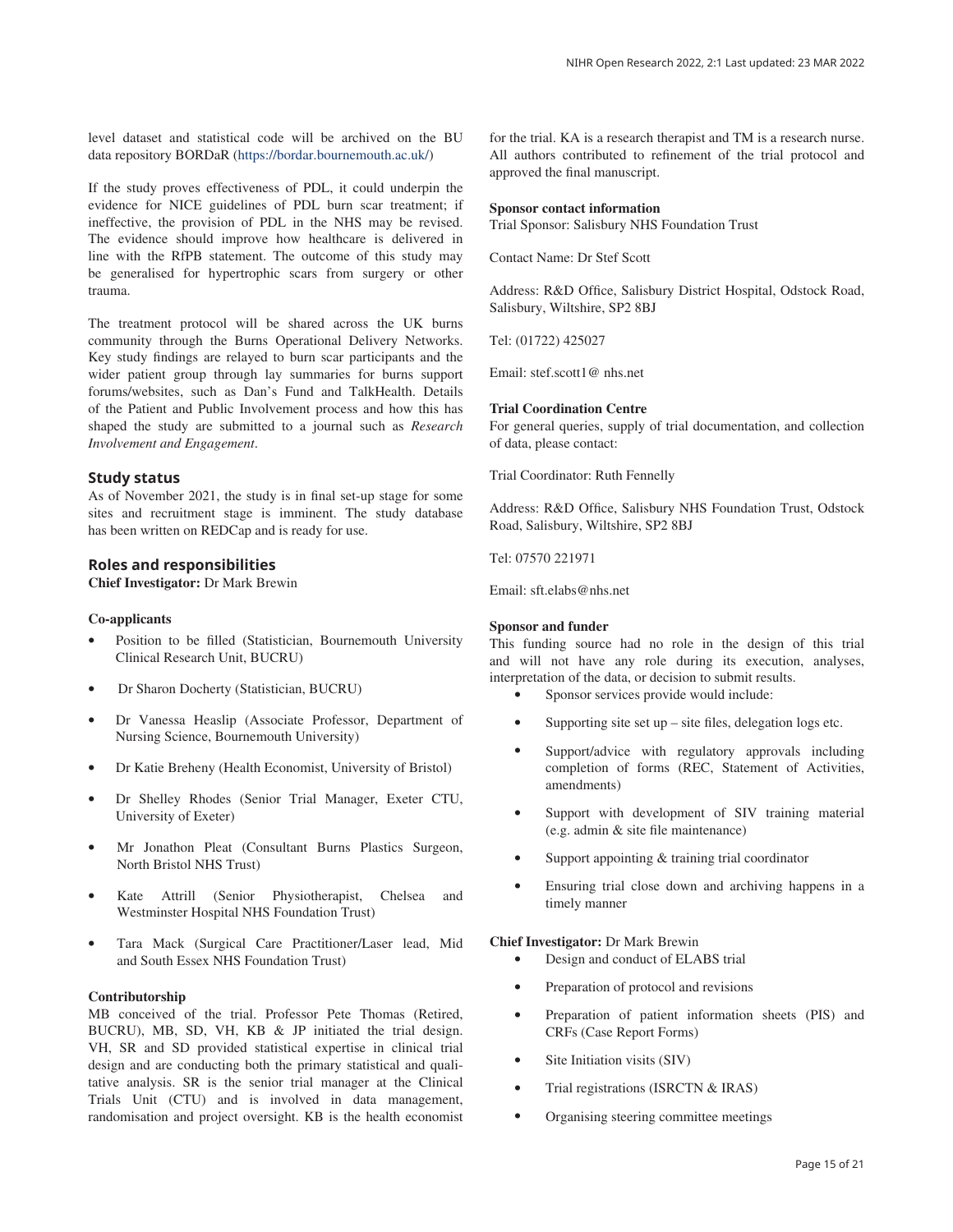level dataset and statistical code will be archived on the BU data repository BORDaR (https://bordar.bournemouth.ac.uk/)

If the study proves effectiveness of PDL, it could underpin the evidence for NICE guidelines of PDL burn scar treatment; if ineffective, the provision of PDL in the NHS may be revised. The evidence should improve how healthcare is delivered in line with the RfPB statement. The outcome of this study may be generalised for hypertrophic scars from surgery or other trauma.

The treatment protocol will be shared across the UK burns community through the Burns Operational Delivery Networks. Key study findings are relayed to burn scar participants and the wider patient group through lay summaries for burns support forums/websites, such as Dan's Fund and TalkHealth. Details of the Patient and Public Involvement process and how this has shaped the study are submitted to a journal such as *Research Involvement and Engagement*.

## Study status

As of November 2021, the study is in final set-up stage for some sites and recruitment stage is imminent. The study database has been written on REDCap and is ready for use.

## Roles and responsibilities

**Chief Investigator:** Dr Mark Brewin

**Co-applicants**

- Position to be filled (Statistician, Bournemouth University Clinical Research Unit, BUCRU)
- Dr Sharon Docherty (Statistician, BUCRU)
- Dr Vanessa Heaslip (Associate Professor, Department of Nursing Science, Bournemouth University)
- Dr Katie Breheny (Health Economist, University of Bristol)
- Dr Shelley Rhodes (Senior Trial Manager, Exeter CTU, University of Exeter)
- Mr Jonathon Pleat (Consultant Burns Plastics Surgeon, North Bristol NHS Trust)
- Kate Attrill (Senior Physiotherapist, Chelsea and Westminster Hospital NHS Foundation Trust)
- Tara Mack (Surgical Care Practitioner/Laser lead, Mid and South Essex NHS Foundation Trust)

**Contributorship**

MB conceived of the trial. Professor Pete Thomas (Retired, BUCRU), MB, SD, VH, KB & JP initiated the trial design. VH, SR and SD provided statistical expertise in clinical trial design and are conducting both the primary statistical and qualitative analysis. SR is the senior trial manager at the Clinical Trials Unit (CTU) and is involved in data management, randomisation and project oversight. KB is the health economist for the trial. KA is a research therapist and TM is a research nurse. All authors contributed to refinement of the trial protocol and approved the final manuscript.

**Sponsor contact information**

Trial Sponsor: Salisbury NHS Foundation Trust

Contact Name: Dr Stef Scott

Address: R&D Office, Salisbury District Hospital, Odstock Road, Salisbury, Wiltshire, SP2 8BJ

Tel: (01722) 425027

Email: stef.scott1@ nhs.net

**Trial Coordination Centre**

For general queries, supply of trial documentation, and collection of data, please contact:

Trial Coordinator: Ruth Fennelly

Address: R&D Office, Salisbury NHS Foundation Trust, Odstock Road, Salisbury, Wiltshire, SP2 8BJ

Tel: 07570 221971

Email: sft.elabs@nhs.net

**Sponsor and funder**

This funding source had no role in the design of this trial and will not have any role during its execution, analyses, interpretation of the data, or decision to submit results.

- Sponsor services provide would include:
- Supporting site set up – site files, delegation logs etc.
- Support/advice with regulatory approvals including completion of forms (REC, Statement of Activities, amendments)
- Support with development of SIV training material (e.g. admin & site file maintenance)
- Support appointing & training trial coordinator
- Ensuring trial close down and archiving happens in a timely manner

**Chief Investigator:** Dr Mark Brewin

- Design and conduct of ELABS trial
- Preparation of protocol and revisions
- Preparation of patient information sheets (PIS) and CRFs (Case Report Forms)
- Site Initiation visits (SIV)
- Trial registrations (ISRCTN & IRAS)
- Organising steering committee meetings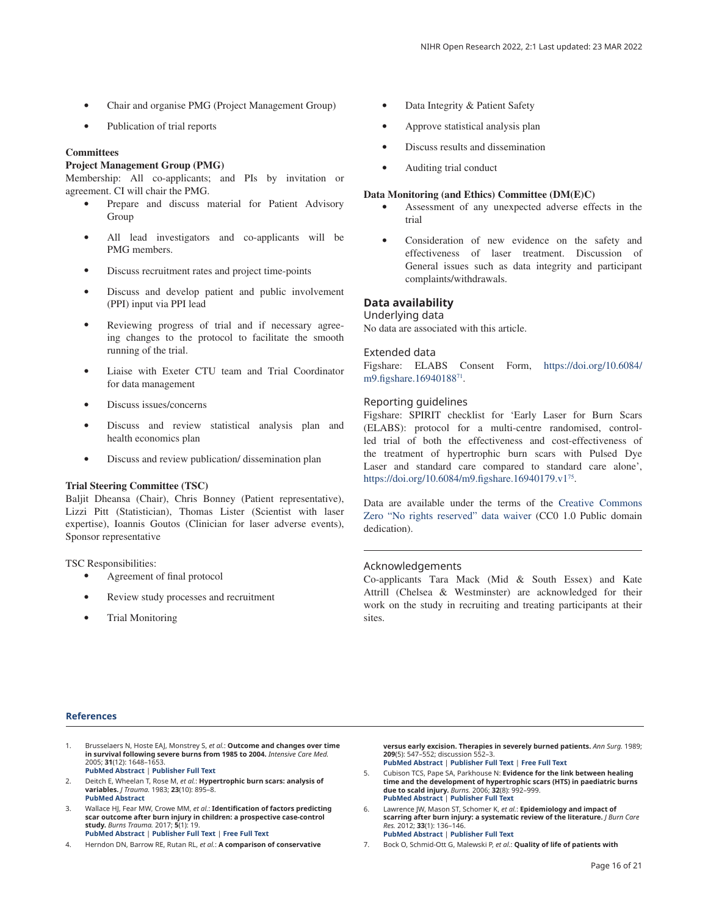- Chair and organise PMG (Project Management Group)
- Publication of trial reports

**Committees**

**Project Management Group (PMG)**

Membership: All co-applicants; and PIs by invitation or agreement. CI will chair the PMG.

- Prepare and discuss material for Patient Advisory Group
- All lead investigators and co-applicants will be PMG members.
- Discuss recruitment rates and project time-points
- Discuss and develop patient and public involvement (PPI) input via PPI lead
- Reviewing progress of trial and if necessary agreeing changes to the protocol to facilitate the smooth running of the trial.
- Liaise with Exeter CTU team and Trial Coordinator for data management
- Discuss issues/concerns
- Discuss and review statistical analysis plan and health economics plan
- Discuss and review publication/ dissemination plan

**Trial Steering Committee (TSC)**

Baljit Dheansa (Chair), Chris Bonney (Patient representative), Lizzi Pitt (Statistician), Thomas Lister (Scientist with laser expertise), Ioannis Goutos (Clinician for laser adverse events), Sponsor representative

TSC Responsibilities:

- Agreement of final protocol
- Review study processes and recruitment
- Trial Monitoring
- Data Integrity & Patient Safety
- Approve statistical analysis plan
- Discuss results and dissemination
- Auditing trial conduct

**Data Monitoring (and Ethics) Committee (DM(E)C)**

- Assessment of any unexpected adverse effects in the trial
- Consideration of new evidence on the safety and effectiveness of laser treatment. Discussion of General issues such as data integrity and participant complaints/withdrawals.

## Data availability

### Underlying data

No data are associated with this article.

### Extended data

Figshare: ELABS Consent Form, https://doi.org/10.6084/m9.figshare.16940188[71].

### Reporting guidelines

Figshare: SPIRIT checklist for 'Early Laser for Burn Scars (ELABS): protocol for a multi-centre randomised, controlled trial of both the effectiveness and cost-effectiveness of the treatment of hypertrophic burn scars with Pulsed Dye Laser and standard care compared to standard care alone', https://doi.org/10.6084/m9.figshare.16940179.v1[75].

Data are available under the terms of the Creative Commons Zero "No rights reserved" data waiver (CC0 1.0 Public domain dedication).

### Acknowledgements

Co-applicants Tara Mack (Mid & South Essex) and Kate Attrill (Chelsea & Westminster) are acknowledged for their work on the study in recruiting and treating participants at their sites.

## References

1. Brusselaers N, Hoste EAJ, Monstrey S, *et al.*: **Outcome and changes over time in survival following severe burns from 1985 to 2004.** *Intensive Care Med.* 2005; **31**(12): 1648–1653.
   **PubMed Abstract** | **Publisher Full Text**
2. Deitch E, Wheelan T, Rose M, *et al.*: **Hypertrophic burn scars: analysis of variables.** *J Trauma.* 1983; **23**(10): 895–8.
   **PubMed Abstract**
3. Wallace HJ, Fear MW, Crowe MM, *et al.*: **Identification of factors predicting scar outcome after burn injury in children: a prospective case-control study.** *Burns Trauma.* 2017; **5**(1): 19.
   **PubMed Abstract** | **Publisher Full Text** | **Free Full Text**
4. Herndon DN, Barrow RE, Rutan RL, *et al.*: **A comparison of conservative versus early excision. Therapies in severely burned patients.** *Ann Surg.* 1989; **209**(5): 547–552; discussion 552–3.
   **PubMed Abstract** | **Publisher Full Text** | **Free Full Text**
5. Cubison TCS, Pape SA, Parkhouse N: **Evidence for the link between healing time and the development of hypertrophic scars (HTS) in paediatric burns due to scald injury.** *Burns.* 2006; **32**(8): 992–999.
   **PubMed Abstract** | **Publisher Full Text**
6. Lawrence JW, Mason ST, Schomer K, *et al.*: **Epidemiology and impact of scarring after burn injury: a systematic review of the literature.** *J Burn Care Res.* 2012; **33**(1): 136–146.
   **PubMed Abstract** | **Publisher Full Text**
7. Bock O, Schmid-Ott G, Malewski P, *et al.*: **Quality of life of patients with**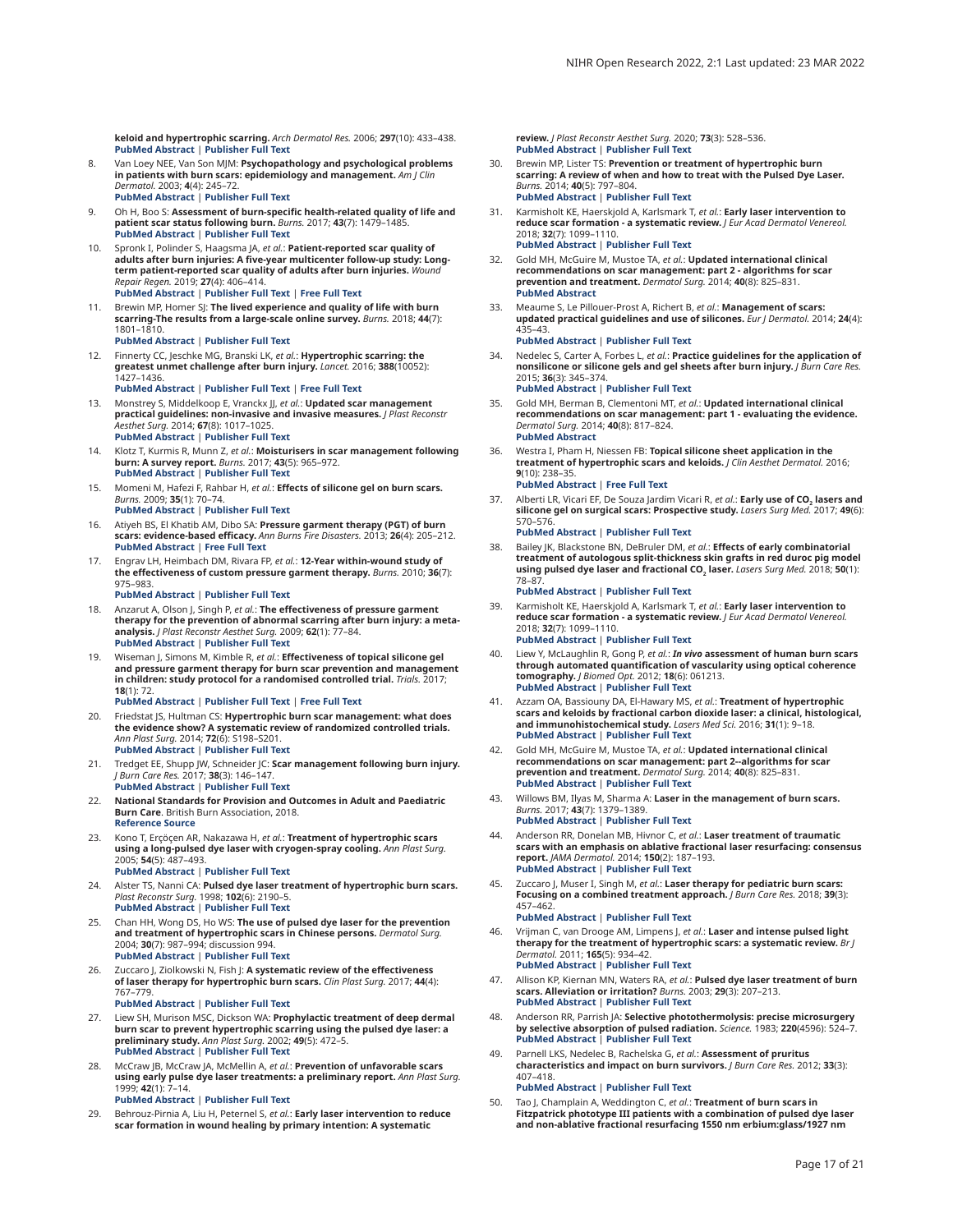**keloid and hypertrophic scarring.** *Arch Dermatol Res.* 2006; **297**(10): 433–438.
PubMed Abstract | Publisher Full Text

8. Van Loey NEE, Van Son MJM: **Psychopathology and psychological problems in patients with burn scars: epidemiology and management.** *Am J Clin Dermatol.* 2003; **4**(4): 245–72.
PubMed Abstract | Publisher Full Text

9. Oh H, Boo S: **Assessment of burn-specific health-related quality of life and patient scar status following burn.** *Burns.* 2017; **43**(7): 1479–1485.
PubMed Abstract | Publisher Full Text

10. Spronk I, Polinder S, Haagsma JA, *et al.*: **Patient-reported scar quality of adults after burn injuries: A five-year multicenter follow-up study: Long-term patient-reported scar quality of adults after burn injuries.** *Wound Repair Regen.* 2019; **27**(4): 406–414.
PubMed Abstract | Publisher Full Text | Free Full Text

11. Brewin MP, Homer SJ: **The lived experience and quality of life with burn scarring-The results from a large-scale online survey.** *Burns.* 2018; **44**(7): 1801–1810.
PubMed Abstract | Publisher Full Text

12. Finnerty CC, Jeschke MG, Branski LK, *et al.*: **Hypertrophic scarring: the greatest unmet challenge after burn injury.** *Lancet.* 2016; **388**(10052): 1427–1436.
PubMed Abstract | Publisher Full Text | Free Full Text

13. Monstrey S, Middelkoop E, Vranckx JJ, *et al.*: **Updated scar management practical guidelines: non-invasive and invasive measures.** *J Plast Reconstr Aesthet Surg.* 2014; **67**(8): 1017–1025.
PubMed Abstract | Publisher Full Text

14. Klotz T, Kurmis R, Munn Z, *et al.*: **Moisturisers in scar management following burn: A survey report.** *Burns.* 2017; **43**(5): 965–972.
PubMed Abstract | Publisher Full Text

15. Momeni M, Hafezi F, Rahbar H, *et al.*: **Effects of silicone gel on burn scars.** *Burns.* 2009; **35**(1): 70–74.
PubMed Abstract | Publisher Full Text

16. Atiyeh BS, El Khatib AM, Dibo SA: **Pressure garment therapy (PGT) of burn scars: evidence-based efficacy.** *Ann Burns Fire Disasters.* 2013; **26**(4): 205–212.
PubMed Abstract | Free Full Text

17. Engrav LH, Heimbach DM, Rivara FP, *et al.*: **12-Year within-wound study of the effectiveness of custom pressure garment therapy.** *Burns.* 2010; **36**(7): 975–983.
PubMed Abstract | Publisher Full Text

18. Anzarut A, Olson J, Singh P, *et al.*: **The effectiveness of pressure garment therapy for the prevention of abnormal scarring after burn injury: a meta-analysis.** *J Plast Reconstr Aesthet Surg.* 2009; **62**(1): 77–84.
PubMed Abstract | Publisher Full Text

19. Wiseman J, Simons M, Kimble R, *et al.*: **Effectiveness of topical silicone gel and pressure garment therapy for burn scar prevention and management in children: study protocol for a randomised controlled trial.** *Trials.* 2017; **18**(1): 72.
PubMed Abstract | Publisher Full Text | Free Full Text

20. Friedstat JS, Hultman CS: **Hypertrophic burn scar management: what does the evidence show? A systematic review of randomized controlled trials.** *Ann Plast Surg.* 2014; **72**(6): S198–S201.
PubMed Abstract | Publisher Full Text

21. Tredget EE, Shupp JW, Schneider JC: **Scar management following burn injury.** *J Burn Care Res.* 2017; **38**(3): 146–147.
PubMed Abstract | Publisher Full Text

22. **National Standards for Provision and Outcomes in Adult and Paediatric Burn Care**. British Burn Association, 2018.
Reference Source

23. Kono T, Erçöçen AR, Nakazawa H, *et al.*: **Treatment of hypertrophic scars using a long-pulsed dye laser with cryogen-spray cooling.** *Ann Plast Surg.* 2005; **54**(5): 487–493.
PubMed Abstract | Publisher Full Text

24. Alster TS, Nanni CA: **Pulsed dye laser treatment of hypertrophic burn scars.** *Plast Reconstr Surg.* 1998; **102**(6): 2190–5.
PubMed Abstract | Publisher Full Text

25. Chan HH, Wong DS, Ho WS: **The use of pulsed dye laser for the prevention and treatment of hypertrophic scars in Chinese persons.** *Dermatol Surg.* 2004; **30**(7): 987–994; discussion 994.
PubMed Abstract | Publisher Full Text

26. Zuccaro J, Ziolkowski N, Fish J: **A systematic review of the effectiveness of laser therapy for hypertrophic burn scars.** *Clin Plast Surg.* 2017; **44**(4): 767–779.
PubMed Abstract | Publisher Full Text

27. Liew SH, Murison MSC, Dickson WA: **Prophylactic treatment of deep dermal burn scar to prevent hypertrophic scarring using the pulsed dye laser: a preliminary study.** *Ann Plast Surg.* 2002; **49**(5): 472–5.
PubMed Abstract | Publisher Full Text

28. McCraw JB, McCraw JA, McMellin A, *et al.*: **Prevention of unfavorable scars using early pulse dye laser treatments: a preliminary report.** *Ann Plast Surg.* 1999; **42**(1): 7–14.
PubMed Abstract | Publisher Full Text

29. Behrouz-Pirnia A, Liu H, Peternel S, *et al.*: **Early laser intervention to reduce scar formation in wound healing by primary intention: A systematic review.** *J Plast Reconstr Aesthet Surg.* 2020; **73**(3): 528–536.
PubMed Abstract | Publisher Full Text

30. Brewin MP, Lister TS: **Prevention or treatment of hypertrophic burn scarring: A review of when and how to treat with the Pulsed Dye Laser.** *Burns.* 2014; **40**(5): 797–804.
PubMed Abstract | Publisher Full Text

31. Karmisholt KE, Haerskjold A, Karlsmark T, *et al.*: **Early laser intervention to reduce scar formation - a systematic review.** *J Eur Acad Dermatol Venereol.* 2018; **32**(7): 1099–1110.
PubMed Abstract | Publisher Full Text

32. Gold MH, McGuire M, Mustoe TA, *et al.*: **Updated international clinical recommendations on scar management: part 2 - algorithms for scar prevention and treatment.** *Dermatol Surg.* 2014; **40**(8): 825–831.
PubMed Abstract

33. Meaume S, Le Pillouer-Prost A, Richert B, *et al.*: **Management of scars: updated practical guidelines and use of silicones.** *Eur J Dermatol.* 2014; **24**(4): 435–43.
PubMed Abstract | Publisher Full Text

34. Nedelec S, Carter A, Forbes L, *et al.*: **Practice guidelines for the application of nonsilicone or silicone gels and gel sheets after burn injury.** *J Burn Care Res.* 2015; **36**(3): 345–374.
PubMed Abstract | Publisher Full Text

35. Gold MH, Berman B, Clementoni MT, *et al.*: **Updated international clinical recommendations on scar management: part 1 - evaluating the evidence.** *Dermatol Surg.* 2014; **40**(8): 817–824.
PubMed Abstract

36. Westra I, Pham H, Niessen FB: **Topical silicone sheet application in the treatment of hypertrophic scars and keloids.** *J Clin Aesthet Dermatol.* 2016; **9**(10): 238–35.
PubMed Abstract | Free Full Text

37. Alberti LR, Vicari EF, De Souza Jardim Vicari R, *et al.*: **Early use of $CO_2$ lasers and silicone gel on surgical scars: Prospective study.** *Lasers Surg Med.* 2017; **49**(6): 570–576.
PubMed Abstract | Publisher Full Text

38. Bailey JK, Blackstone BN, DeBruler DM, *et al.*: **Effects of early combinatorial treatment of autologous split-thickness skin grafts in red duroc pig model using pulsed dye laser and fractional $CO_2$ laser.** *Lasers Surg Med.* 2018; **50**(1): 78–87.
PubMed Abstract | Publisher Full Text

39. Karmisholt KE, Haerskjold A, Karlsmark T, *et al.*: **Early laser intervention to reduce scar formation - a systematic review.** *J Eur Acad Dermatol Venereol.* 2018; **32**(7): 1099–1110.
PubMed Abstract | Publisher Full Text

40. Liew Y, McLaughlin R, Gong P, *et al.*: ***In vivo* assessment of human burn scars through automated quantification of vascularity using optical coherence tomography.** *J Biomed Opt.* 2012; **18**(6): 061213.
PubMed Abstract | Publisher Full Text

41. Azzam OA, Bassiouny DA, El-Hawary MS, *et al.*: **Treatment of hypertrophic scars and keloids by fractional carbon dioxide laser: a clinical, histological, and immunohistochemical study.** *Lasers Med Sci.* 2016; **31**(1): 9–18.
PubMed Abstract | Publisher Full Text

42. Gold MH, McGuire M, Mustoe TA, *et al.*: **Updated international clinical recommendations on scar management: part 2--algorithms for scar prevention and treatment.** *Dermatol Surg.* 2014; **40**(8): 825–831.
PubMed Abstract | Publisher Full Text

43. Willows BM, Ilyas M, Sharma A: **Laser in the management of burn scars.** *Burns.* 2017; **43**(7): 1379–1389.
PubMed Abstract | Publisher Full Text

44. Anderson RR, Donelan MB, Hivnor C, *et al.*: **Laser treatment of traumatic scars with an emphasis on ablative fractional laser resurfacing: consensus report.** *JAMA Dermatol.* 2014; **150**(2): 187–193.
PubMed Abstract | Publisher Full Text

45. Zuccaro J, Muser I, Singh M, *et al.*: **Laser therapy for pediatric burn scars: Focusing on a combined treatment approach.** *J Burn Care Res.* 2018; **39**(3): 457–462.
PubMed Abstract | Publisher Full Text

46. Vrijman C, van Drooge AM, Limpens J, *et al.*: **Laser and intense pulsed light therapy for the treatment of hypertrophic scars: a systematic review.** *Br J Dermatol.* 2011; **165**(5): 934–42.
PubMed Abstract | Publisher Full Text

47. Allison KP, Kiernan MN, Waters RA, *et al.*: **Pulsed dye laser treatment of burn scars. Alleviation or irritation?** *Burns.* 2003; **29**(3): 207–213.
PubMed Abstract | Publisher Full Text

48. Anderson RR, Parrish JA: **Selective photothermolysis: precise microsurgery by selective absorption of pulsed radiation.** *Science.* 1983; **220**(4596): 524–7.
PubMed Abstract | Publisher Full Text

49. Parnell LKS, Nedelec B, Rachelska G, *et al.*: **Assessment of pruritus characteristics and impact on burn survivors.** *J Burn Care Res.* 2012; **33**(3): 407–418.
PubMed Abstract | Publisher Full Text

50. Tao J, Champlain A, Weddington C, *et al.*: **Treatment of burn scars in Fitzpatrick phototype III patients with a combination of pulsed dye laser and non-ablative fractional resurfacing 1550 nm erbium:glass/1927 nm**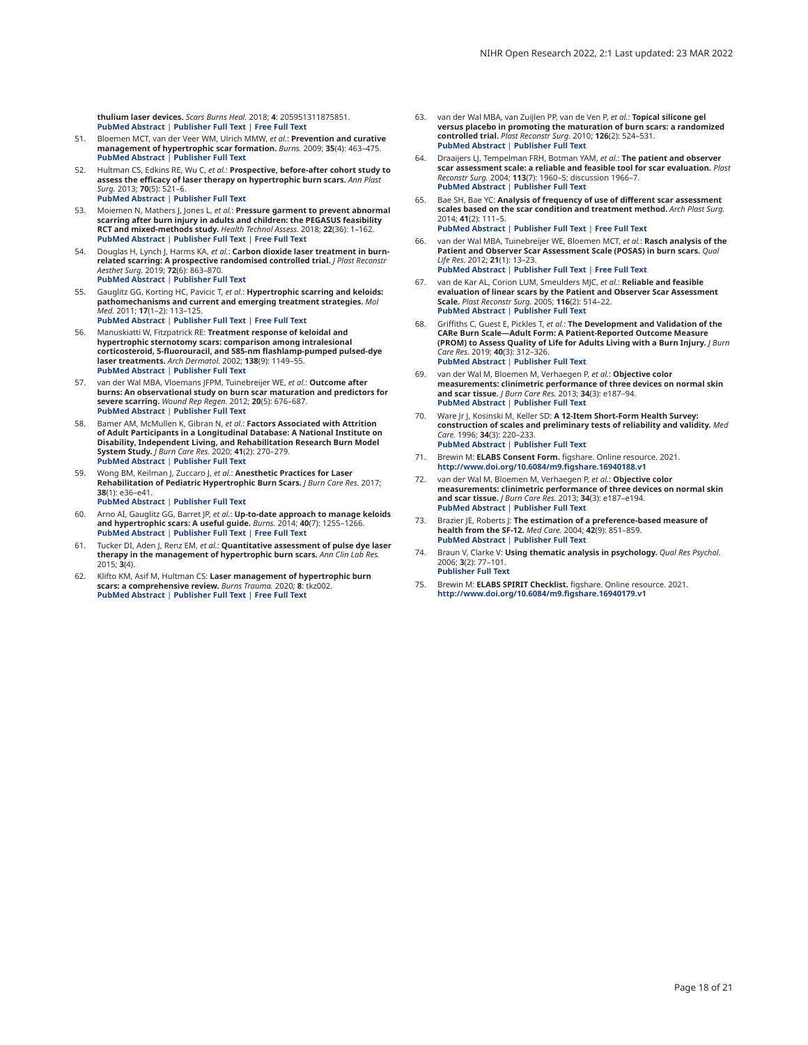**thulium laser devices.** *Scars Burns Heal.* 2018; **4**: 205951311875851.
**PubMed Abstract** | **Publisher Full Text** | **Free Full Text**

51. Bloemen MCT, van der Veer WM, Ulrich MMW, *et al.*: **Prevention and curative management of hypertrophic scar formation.** *Burns.* 2009; **35**(4): 463–475.
**PubMed Abstract** | **Publisher Full Text**

52. Hultman CS, Edkins RE, Wu C, *et al.*: **Prospective, before-after cohort study to assess the efficacy of laser therapy on hypertrophic burn scars.** *Ann Plast Surg.* 2013; **70**(5): 521–6.
**PubMed Abstract** | **Publisher Full Text**

53. Moiemen N, Mathers J, Jones L, *et al.*: **Pressure garment to prevent abnormal scarring after burn injury in adults and children: the PEGASUS feasibility RCT and mixed-methods study.** *Health Technol Assess.* 2018; **22**(36): 1–162.
**PubMed Abstract** | **Publisher Full Text** | **Free Full Text**

54. Douglas H, Lynch J, Harms KA, *et al.*: **Carbon dioxide laser treatment in burn-related scarring: A prospective randomised controlled trial.** *J Plast Reconstr Aesthet Surg.* 2019; **72**(6): 863–870.
**PubMed Abstract** | **Publisher Full Text**

55. Gauglitz GG, Korting HC, Pavicic T, *et al.*: **Hypertrophic scarring and keloids: pathomechanisms and current and emerging treatment strategies.** *Mol Med.* 2011; **17**(1–2): 113–125.
**PubMed Abstract** | **Publisher Full Text** | **Free Full Text**

56. Manuskiatti W, Fitzpatrick RE: **Treatment response of keloidal and hypertrophic sternotomy scars: comparison among intralesional corticosteroid, 5-fluorouracil, and 585-nm flashlamp-pumped pulsed-dye laser treatments.** *Arch Dermatol.* 2002; **138**(9): 1149–55.
**PubMed Abstract** | **Publisher Full Text**

57. van der Wal MBA, Vloemans JFPM, Tuinebreijer WE, *et al.*: **Outcome after burns: An observational study on burn scar maturation and predictors for severe scarring.** *Wound Rep Regen.* 2012; **20**(5): 676–687.
**PubMed Abstract** | **Publisher Full Text**

58. Bamer AM, McMullen K, Gibran N, *et al.*: **Factors Associated with Attrition of Adult Participants in a Longitudinal Database: A National Institute on Disability, Independent Living, and Rehabilitation Research Burn Model System Study.** *J Burn Care Res.* 2020; **41**(2): 270–279.
**PubMed Abstract** | **Publisher Full Text**

59. Wong BM, Keilman J, Zuccaro J, *et al.*: **Anesthetic Practices for Laser Rehabilitation of Pediatric Hypertrophic Burn Scars.** *J Burn Care Res.* 2017; **38**(1): e36–e41.
**PubMed Abstract** | **Publisher Full Text**

60. Arno AI, Gauglitz GG, Barret JP, *et al.*: **Up-to-date approach to manage keloids and hypertrophic scars: A useful guide.** *Burns.* 2014; **40**(7): 1255–1266.
**PubMed Abstract** | **Publisher Full Text** | **Free Full Text**

61. Tucker DI, Aden J, Renz EM, *et al.*: **Quantitative assessment of pulse dye laser therapy in the management of hypertrophic burn scars.** *Ann Clin Lab Res.* 2015; **3**(4).

62. Klifto KM, Asif M, Hultman CS: **Laser management of hypertrophic burn scars: a comprehensive review.** *Burns Trauma.* 2020; **8**: tkz002.
**PubMed Abstract** | **Publisher Full Text** | **Free Full Text**

63. van der Wal MBA, van Zuijlen PP, van de Ven P, *et al.*: **Topical silicone gel versus placebo in promoting the maturation of burn scars: a randomized controlled trial.** *Plast Reconstr Surg.* 2010; **126**(2): 524–531.
**PubMed Abstract** | **Publisher Full Text**

64. Draaijers LJ, Tempelman FRH, Botman YAM, *et al.*: **The patient and observer scar assessment scale: a reliable and feasible tool for scar evaluation.** *Plast Reconstr Surg.* 2004; **113**(7): 1960–5; discussion 1966–7.
**PubMed Abstract** | **Publisher Full Text**

65. Bae SH, Bae YC: **Analysis of frequency of use of different scar assessment scales based on the scar condition and treatment method.** *Arch Plast Surg.* 2014; **41**(2): 111–5.
**PubMed Abstract** | **Publisher Full Text** | **Free Full Text**

66. van der Wal MBA, Tuinebreijer WE, Bloemen MCT, *et al.*: **Rasch analysis of the Patient and Observer Scar Assessment Scale (POSAS) in burn scars.** *Qual Life Res.* 2012; **21**(1): 13–23.
**PubMed Abstract** | **Publisher Full Text** | **Free Full Text**

67. van de Kar AL, Corion LUM, Smeulders MJC, *et al.*: **Reliable and feasible evaluation of linear scars by the Patient and Observer Scar Assessment Scale.** *Plast Reconstr Surg.* 2005; **116**(2): 514–22.
**PubMed Abstract** | **Publisher Full Text**

68. Griffiths C, Guest E, Pickles T, *et al.*: **The Development and Validation of the CARe Burn Scale—Adult Form: A Patient-Reported Outcome Measure (PROM) to Assess Quality of Life for Adults Living with a Burn Injury.** *J Burn Care Res.* 2019; **40**(3): 312–326.
**PubMed Abstract** | **Publisher Full Text**

69. van der Wal M, Bloemen M, Verhaegen P, *et al.*: **Objective color measurements: clinimetric performance of three devices on normal skin and scar tissue.** *J Burn Care Res.* 2013; **34**(3): e187–94.
**PubMed Abstract** | **Publisher Full Text**

70. Ware Jr J, Kosinski M, Keller SD: **A 12-Item Short-Form Health Survey: construction of scales and preliminary tests of reliability and validity.** *Med Care.* 1996; **34**(3): 220–233.
**PubMed Abstract** | **Publisher Full Text**

71. Brewin M: **ELABS Consent Form.** figshare. Online resource. 2021.
**http://www.doi.org/10.6084/m9.figshare.16940188.v1**

72. van der Wal M, Bloemen M, Verhaegen P, *et al.*: **Objective color measurements: clinimetric performance of three devices on normal skin and scar tissue.** *J Burn Care Res.* 2013; **34**(3): e187–e194.
**PubMed Abstract** | **Publisher Full Text**

73. Brazier JE, Roberts J: **The estimation of a preference-based measure of health from the SF-12.** *Med Care.* 2004; **42**(9): 851–859.
**PubMed Abstract** | **Publisher Full Text**

74. Braun V, Clarke V: **Using thematic analysis in psychology.** *Qual Res Psychol.* 2006; **3**(2): 77–101.
**Publisher Full Text**

75. Brewin M: **ELABS SPIRIT Checklist.** figshare. Online resource. 2021.
**http://www.doi.org/10.6084/m9.figshare.16940179.v1**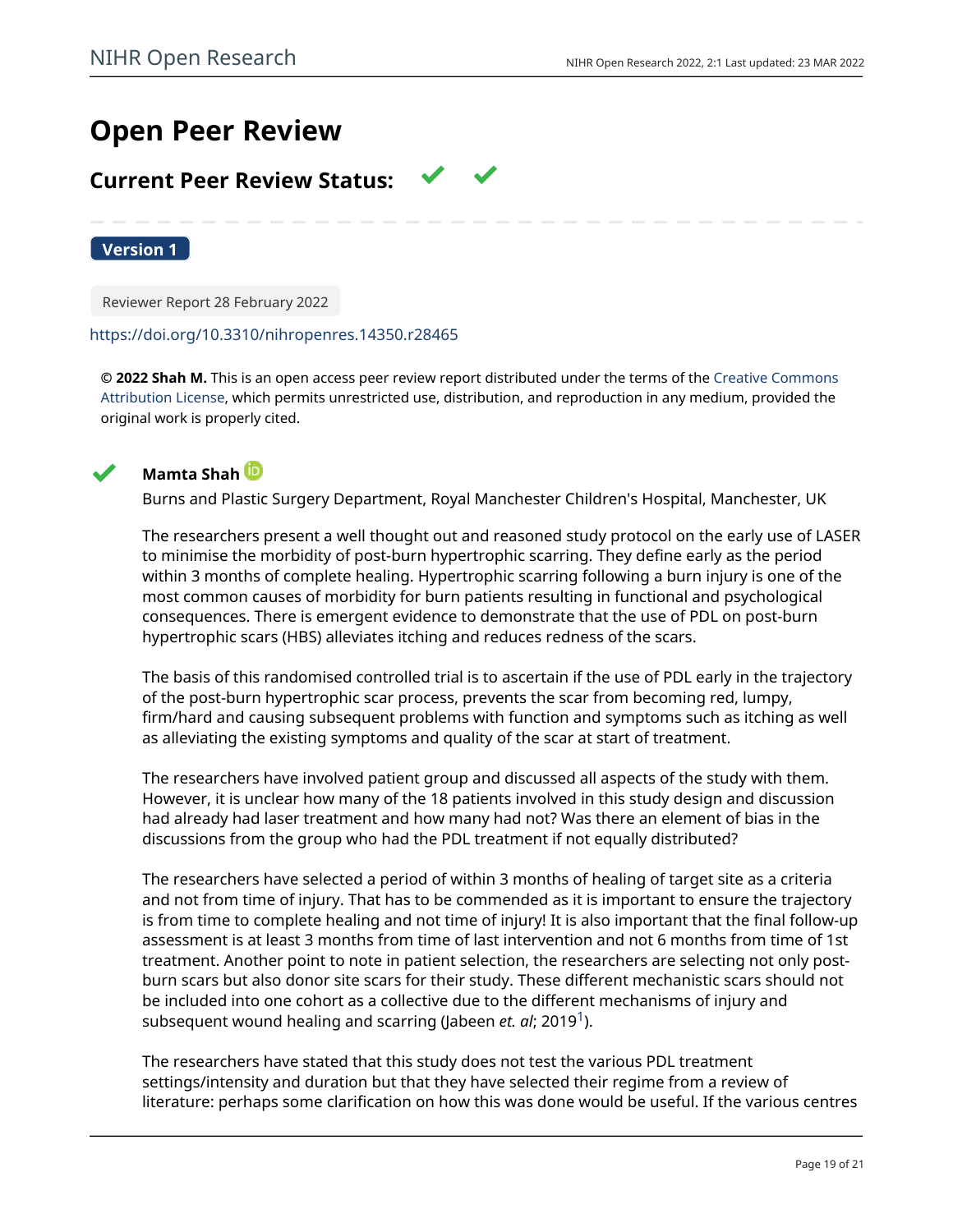# Open Peer Review

## Current Peer Review Status: ✔ ✔

**Version 1**

Reviewer Report 28 February 2022

https://doi.org/10.3310/nihropenres.14350.r28465

**© 2022 Shah M.** This is an open access peer review report distributed under the terms of the Creative Commons Attribution License, which permits unrestricted use, distribution, and reproduction in any medium, provided the original work is properly cited.

✔ **Mamta Shah**

Burns and Plastic Surgery Department, Royal Manchester Children's Hospital, Manchester, UK

The researchers present a well thought out and reasoned study protocol on the early use of LASER to minimise the morbidity of post-burn hypertrophic scarring. They define early as the period within 3 months of complete healing. Hypertrophic scarring following a burn injury is one of the most common causes of morbidity for burn patients resulting in functional and psychological consequences. There is emergent evidence to demonstrate that the use of PDL on post-burn hypertrophic scars (HBS) alleviates itching and reduces redness of the scars.

The basis of this randomised controlled trial is to ascertain if the use of PDL early in the trajectory of the post-burn hypertrophic scar process, prevents the scar from becoming red, lumpy, firm/hard and causing subsequent problems with function and symptoms such as itching as well as alleviating the existing symptoms and quality of the scar at start of treatment.

The researchers have involved patient group and discussed all aspects of the study with them. However, it is unclear how many of the 18 patients involved in this study design and discussion had already had laser treatment and how many had not? Was there an element of bias in the discussions from the group who had the PDL treatment if not equally distributed?

The researchers have selected a period of within 3 months of healing of target site as a criteria and not from time of injury. That has to be commended as it is important to ensure the trajectory is from time to complete healing and not time of injury! It is also important that the final follow-up assessment is at least 3 months from time of last intervention and not 6 months from time of 1st treatment. Another point to note in patient selection, the researchers are selecting not only post-burn scars but also donor site scars for their study. These different mechanistic scars should not be included into one cohort as a collective due to the different mechanisms of injury and subsequent wound healing and scarring (Jabeen *et. al*; 2019[1]).

The researchers have stated that this study does not test the various PDL treatment settings/intensity and duration but that they have selected their regime from a review of literature: perhaps some clarification on how this was done would be useful. If the various centres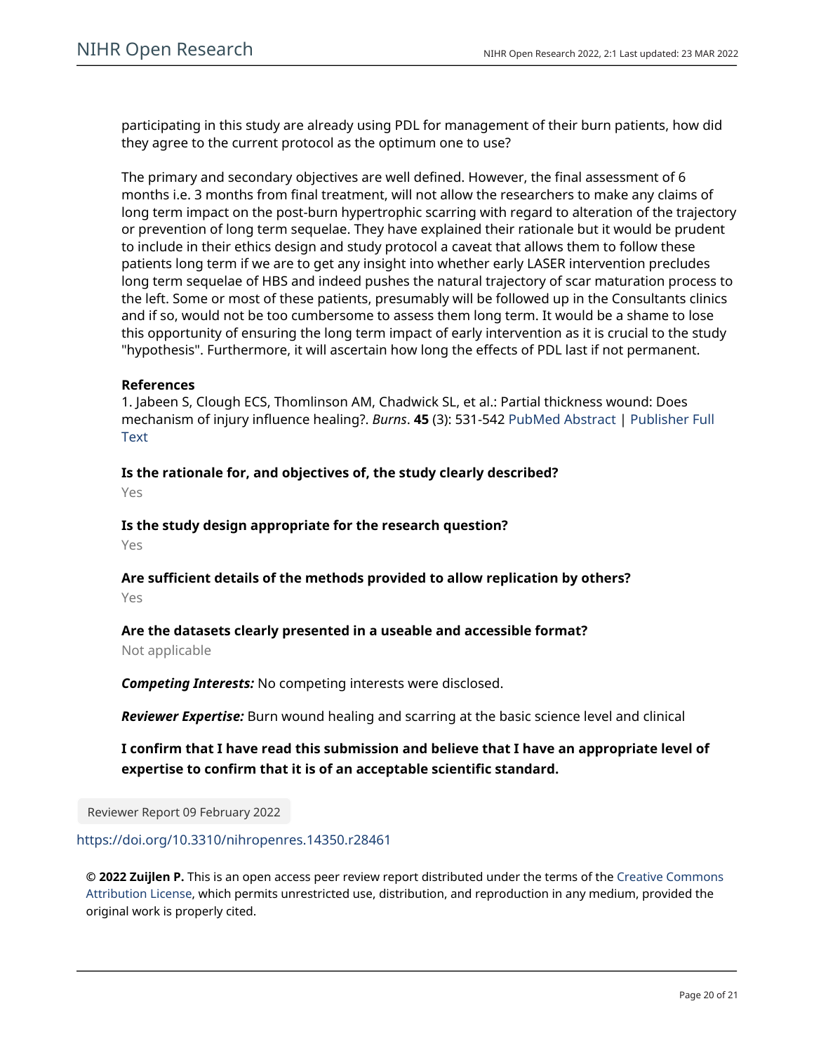participating in this study are already using PDL for management of their burn patients, how did they agree to the current protocol as the optimum one to use?

The primary and secondary objectives are well defined. However, the final assessment of 6 months i.e. 3 months from final treatment, will not allow the researchers to make any claims of long term impact on the post-burn hypertrophic scarring with regard to alteration of the trajectory or prevention of long term sequelae. They have explained their rationale but it would be prudent to include in their ethics design and study protocol a caveat that allows them to follow these patients long term if we are to get any insight into whether early LASER intervention precludes long term sequelae of HBS and indeed pushes the natural trajectory of scar maturation process to the left. Some or most of these patients, presumably will be followed up in the Consultants clinics and if so, would not be too cumbersome to assess them long term. It would be a shame to lose this opportunity of ensuring the long term impact of early intervention as it is crucial to the study "hypothesis". Furthermore, it will ascertain how long the effects of PDL last if not permanent.

**References**

1. Jabeen S, Clough ECS, Thomlinson AM, Chadwick SL, et al.: Partial thickness wound: Does mechanism of injury influence healing?. *Burns*. **45** (3): 531-542 PubMed Abstract | Publisher Full Text

**Is the rationale for, and objectives of, the study clearly described?**

Yes

**Is the study design appropriate for the research question?**

Yes

**Are sufficient details of the methods provided to allow replication by others?**

Yes

**Are the datasets clearly presented in a useable and accessible format?**

Not applicable

***Competing Interests:*** No competing interests were disclosed.

***Reviewer Expertise:*** Burn wound healing and scarring at the basic science level and clinical

**I confirm that I have read this submission and believe that I have an appropriate level of expertise to confirm that it is of an acceptable scientific standard.**

Reviewer Report 09 February 2022

https://doi.org/10.3310/nihropenres.14350.r28461

**© 2022 Zuijlen P.** This is an open access peer review report distributed under the terms of the Creative Commons Attribution License, which permits unrestricted use, distribution, and reproduction in any medium, provided the original work is properly cited.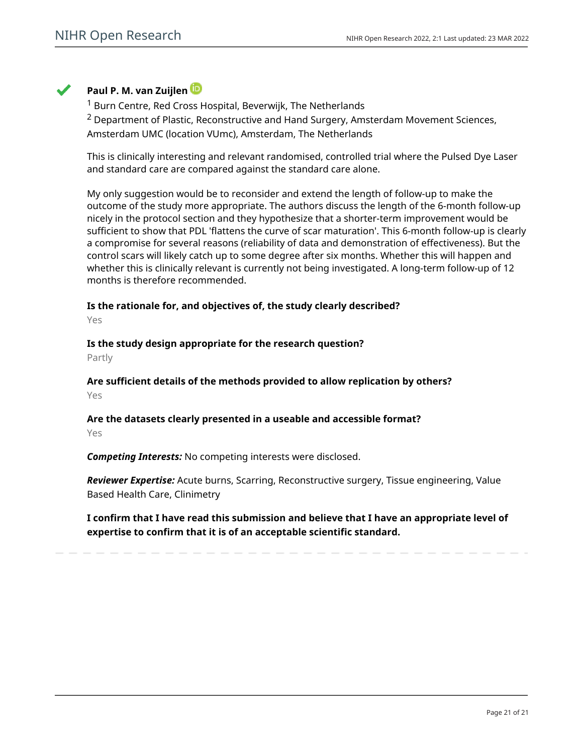**Paul P. M. van Zuijlen**

[1] Burn Centre, Red Cross Hospital, Beverwijk, The Netherlands
[2] Department of Plastic, Reconstructive and Hand Surgery, Amsterdam Movement Sciences, Amsterdam UMC (location VUmc), Amsterdam, The Netherlands

This is clinically interesting and relevant randomised, controlled trial where the Pulsed Dye Laser and standard care are compared against the standard care alone.

My only suggestion would be to reconsider and extend the length of follow-up to make the outcome of the study more appropriate. The authors discuss the length of the 6-month follow-up nicely in the protocol section and they hypothesize that a shorter-term improvement would be sufficient to show that PDL 'flattens the curve of scar maturation'. This 6-month follow-up is clearly a compromise for several reasons (reliability of data and demonstration of effectiveness). But the control scars will likely catch up to some degree after six months. Whether this will happen and whether this is clinically relevant is currently not being investigated. A long-term follow-up of 12 months is therefore recommended.

**Is the rationale for, and objectives of, the study clearly described?**
Yes

**Is the study design appropriate for the research question?**
Partly

**Are sufficient details of the methods provided to allow replication by others?**
Yes

**Are the datasets clearly presented in a useable and accessible format?**
Yes

***Competing Interests:*** No competing interests were disclosed.

***Reviewer Expertise:*** Acute burns, Scarring, Reconstructive surgery, Tissue engineering, Value Based Health Care, Clinimetry

**I confirm that I have read this submission and believe that I have an appropriate level of expertise to confirm that it is of an acceptable scientific standard.**